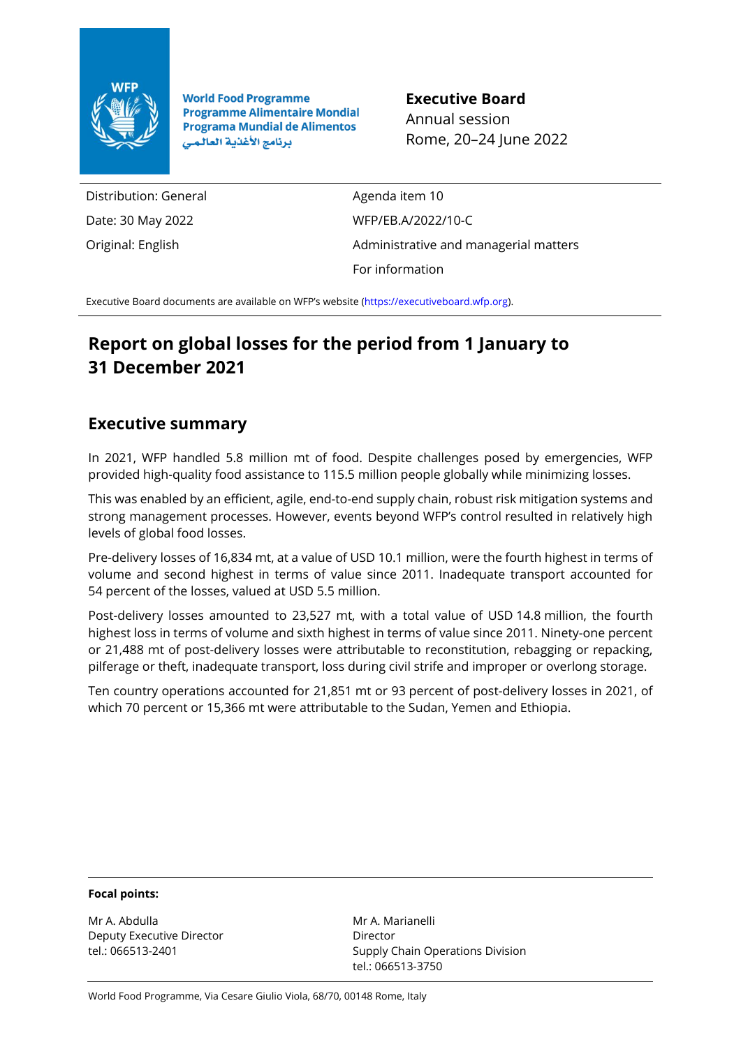World Food Programme
Programme Alimentaire Mondial
Programa Mundial de Alimentos
برنامج الأغذية العالمي

**Executive Board**
Annual session
Rome, 20–24 June 2022

| | |
|---|---|
| Distribution: General | Agenda item 10 |
| Date: 30 May 2022 | WFP/EB.A/2022/10-C |
| Original: English | Administrative and managerial matters |
| | For information |

Executive Board documents are available on WFP's website (https://executiveboard.wfp.org).

# Report on global losses for the period from 1 January to 31 December 2021

## Executive summary

In 2021, WFP handled 5.8 million mt of food. Despite challenges posed by emergencies, WFP provided high-quality food assistance to 115.5 million people globally while minimizing losses.

This was enabled by an efficient, agile, end-to-end supply chain, robust risk mitigation systems and strong management processes. However, events beyond WFP's control resulted in relatively high levels of global food losses.

Pre-delivery losses of 16,834 mt, at a value of USD 10.1 million, were the fourth highest in terms of volume and second highest in terms of value since 2011. Inadequate transport accounted for 54 percent of the losses, valued at USD 5.5 million.

Post-delivery losses amounted to 23,527 mt, with a total value of USD 14.8 million, the fourth highest loss in terms of volume and sixth highest in terms of value since 2011. Ninety-one percent or 21,488 mt of post-delivery losses were attributable to reconstitution, rebagging or repacking, pilferage or theft, inadequate transport, loss during civil strife and improper or overlong storage.

Ten country operations accounted for 21,851 mt or 93 percent of post-delivery losses in 2021, of which 70 percent or 15,366 mt were attributable to the Sudan, Yemen and Ethiopia.

**Focal points:**

Mr A. Abdulla
Deputy Executive Director
tel.: 066513-2401

Mr A. Marianelli
Director
Supply Chain Operations Division
tel.: 066513-3750

World Food Programme, Via Cesare Giulio Viola, 68/70, 00148 Rome, Italy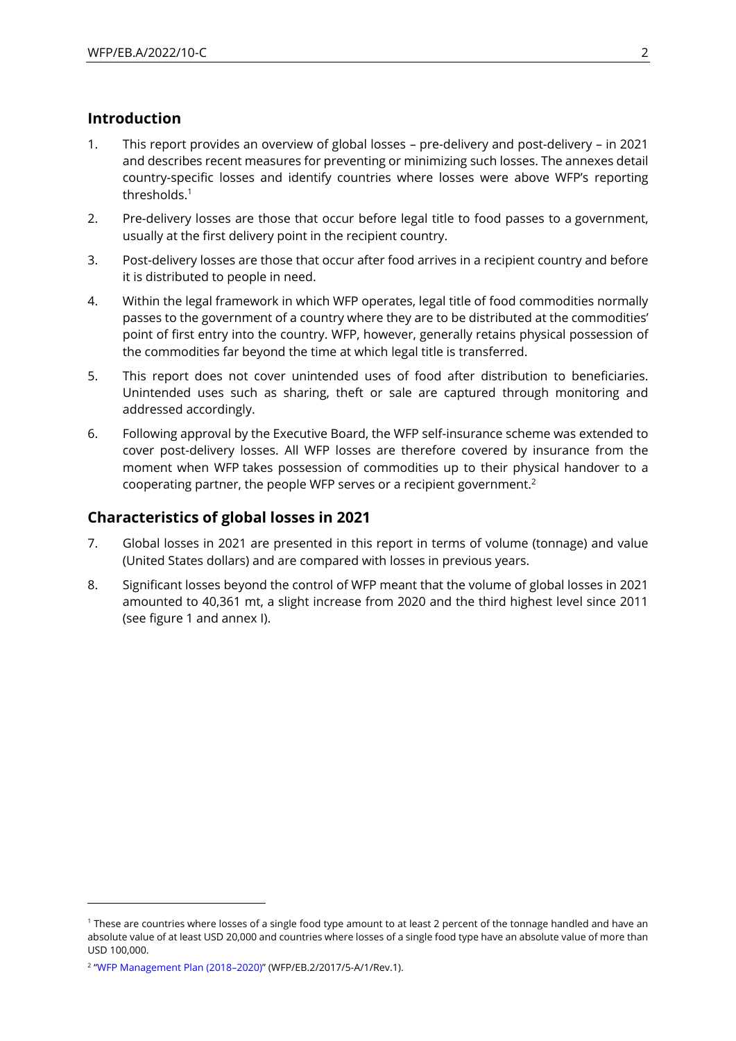## Introduction

1. This report provides an overview of global losses – pre-delivery and post-delivery – in 2021 and describes recent measures for preventing or minimizing such losses. The annexes detail country-specific losses and identify countries where losses were above WFP's reporting thresholds.[1]

2. Pre-delivery losses are those that occur before legal title to food passes to a government, usually at the first delivery point in the recipient country.

3. Post-delivery losses are those that occur after food arrives in a recipient country and before it is distributed to people in need.

4. Within the legal framework in which WFP operates, legal title of food commodities normally passes to the government of a country where they are to be distributed at the commodities' point of first entry into the country. WFP, however, generally retains physical possession of the commodities far beyond the time at which legal title is transferred.

5. This report does not cover unintended uses of food after distribution to beneficiaries. Unintended uses such as sharing, theft or sale are captured through monitoring and addressed accordingly.

6. Following approval by the Executive Board, the WFP self-insurance scheme was extended to cover post-delivery losses. All WFP losses are therefore covered by insurance from the moment when WFP takes possession of commodities up to their physical handover to a cooperating partner, the people WFP serves or a recipient government.[2]

## Characteristics of global losses in 2021

7. Global losses in 2021 are presented in this report in terms of volume (tonnage) and value (United States dollars) and are compared with losses in previous years.

8. Significant losses beyond the control of WFP meant that the volume of global losses in 2021 amounted to 40,361 mt, a slight increase from 2020 and the third highest level since 2011 (see figure 1 and annex I).

---

[1] These are countries where losses of a single food type amount to at least 2 percent of the tonnage handled and have an absolute value of at least USD 20,000 and countries where losses of a single food type have an absolute value of more than USD 100,000.

[2] "WFP Management Plan (2018–2020)" (WFP/EB.2/2017/5-A/1/Rev.1).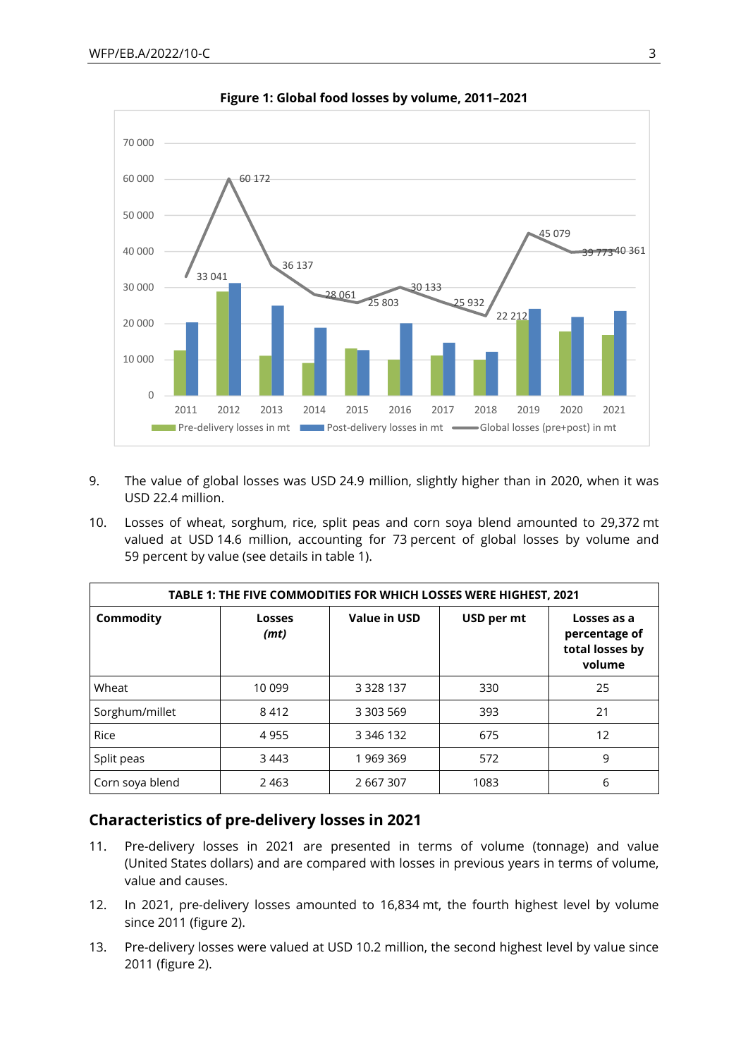**Figure 1: Global food losses by volume, 2011–2021**

9. The value of global losses was USD 24.9 million, slightly higher than in 2020, when it was USD 22.4 million.

10. Losses of wheat, sorghum, rice, split peas and corn soya blend amounted to 29,372 mt valued at USD 14.6 million, accounting for 73 percent of global losses by volume and 59 percent by value (see details in table 1).

| TABLE 1: THE FIVE COMMODITIES FOR WHICH LOSSES WERE HIGHEST, 2021 | | | | |
|---|---|---|---|---|
| **Commodity** | **Losses *(mt)*** | **Value in USD** | **USD per mt** | **Losses as a percentage of total losses by volume** |
| Wheat | 10 099 | 3 328 137 | 330 | 25 |
| Sorghum/millet | 8 412 | 3 303 569 | 393 | 21 |
| Rice | 4 955 | 3 346 132 | 675 | 12 |
| Split peas | 3 443 | 1 969 369 | 572 | 9 |
| Corn soya blend | 2 463 | 2 667 307 | 1083 | 6 |

## Characteristics of pre-delivery losses in 2021

11. Pre-delivery losses in 2021 are presented in terms of volume (tonnage) and value (United States dollars) and are compared with losses in previous years in terms of volume, value and causes.

12. In 2021, pre-delivery losses amounted to 16,834 mt, the fourth highest level by volume since 2011 (figure 2).

13. Pre-delivery losses were valued at USD 10.2 million, the second highest level by value since 2011 (figure 2).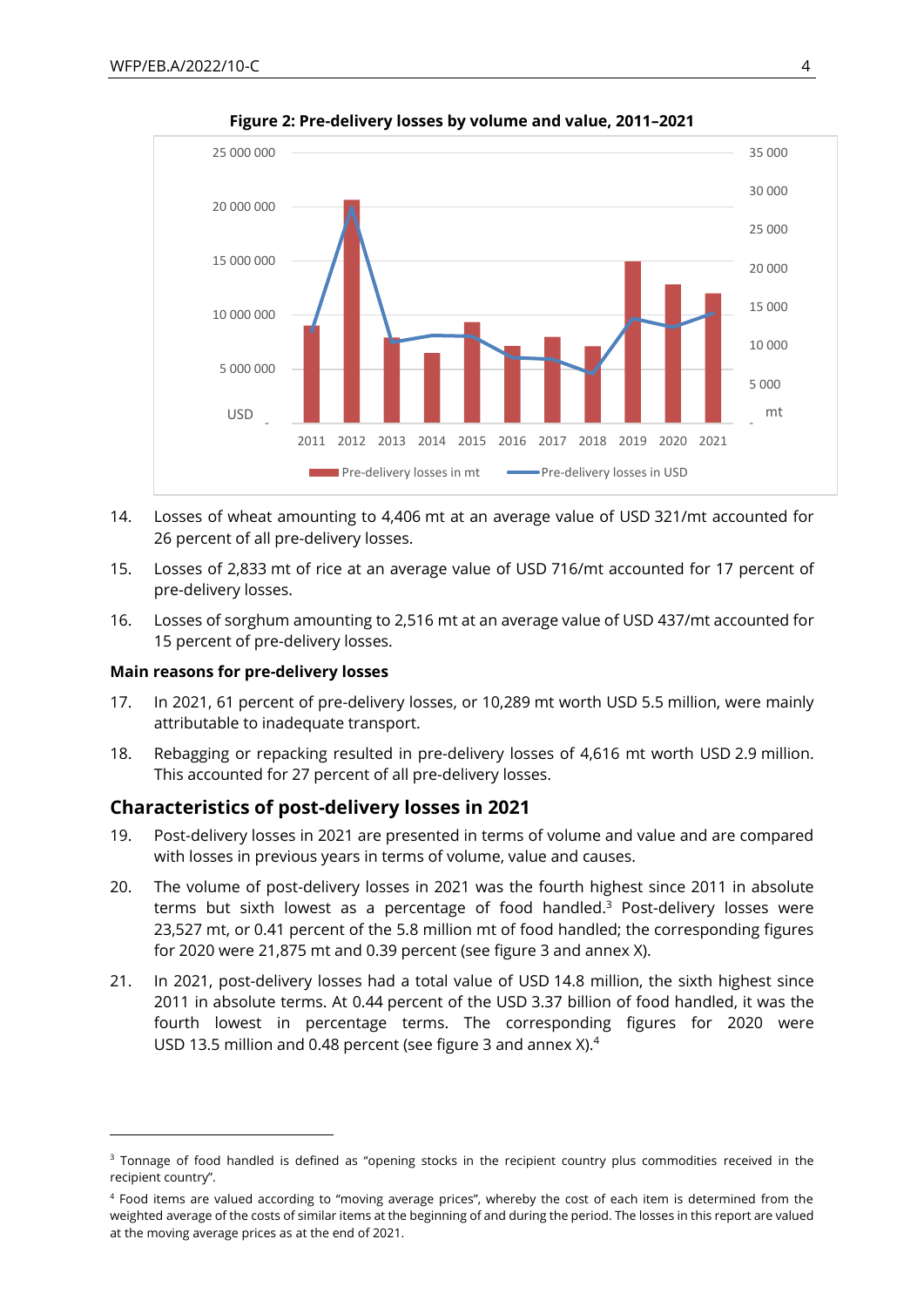**Figure 2: Pre-delivery losses by volume and value, 2011–2021**

14. Losses of wheat amounting to 4,406 mt at an average value of USD 321/mt accounted for 26 percent of all pre-delivery losses.

15. Losses of 2,833 mt of rice at an average value of USD 716/mt accounted for 17 percent of pre-delivery losses.

16. Losses of sorghum amounting to 2,516 mt at an average value of USD 437/mt accounted for 15 percent of pre-delivery losses.

**Main reasons for pre-delivery losses**

17. In 2021, 61 percent of pre-delivery losses, or 10,289 mt worth USD 5.5 million, were mainly attributable to inadequate transport.

18. Rebagging or repacking resulted in pre-delivery losses of 4,616 mt worth USD 2.9 million. This accounted for 27 percent of all pre-delivery losses.

## Characteristics of post-delivery losses in 2021

19. Post-delivery losses in 2021 are presented in terms of volume and value and are compared with losses in previous years in terms of volume, value and causes.

20. The volume of post-delivery losses in 2021 was the fourth highest since 2011 in absolute terms but sixth lowest as a percentage of food handled.[3] Post-delivery losses were 23,527 mt, or 0.41 percent of the 5.8 million mt of food handled; the corresponding figures for 2020 were 21,875 mt and 0.39 percent (see figure 3 and annex X).

21. In 2021, post-delivery losses had a total value of USD 14.8 million, the sixth highest since 2011 in absolute terms. At 0.44 percent of the USD 3.37 billion of food handled, it was the fourth lowest in percentage terms. The corresponding figures for 2020 were USD 13.5 million and 0.48 percent (see figure 3 and annex X).[4]

---

[3] Tonnage of food handled is defined as "opening stocks in the recipient country plus commodities received in the recipient country".

[4] Food items are valued according to "moving average prices", whereby the cost of each item is determined from the weighted average of the costs of similar items at the beginning of and during the period. The losses in this report are valued at the moving average prices as at the end of 2021.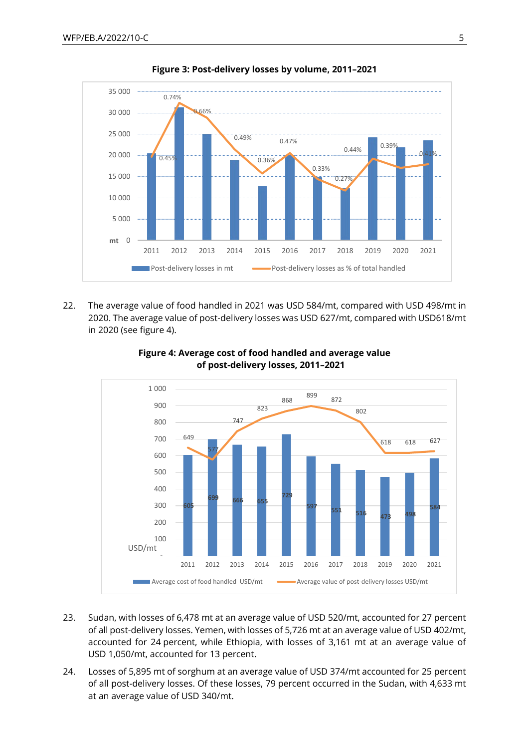**Figure 3: Post-delivery losses by volume, 2011–2021**

| Year | Post-delivery losses as % of total handled |
|---|---|
| 2011 | 0.45% |
| 2012 | 0.74% |
| 2013 | 0.66% |
| 2014 | 0.49% |
| 2015 | 0.36% |
| 2016 | 0.47% |
| 2017 | 0.33% |
| 2018 | 0.27% |
| 2019 | 0.44% |
| 2020 | 0.39% |
| 2021 | 0.41% |

22. The average value of food handled in 2021 was USD 584/mt, compared with USD 498/mt in 2020. The average value of post-delivery losses was USD 627/mt, compared with USD618/mt in 2020 (see figure 4).

**Figure 4: Average cost of food handled and average value of post-delivery losses, 2011–2021**

| Year | Average cost of food handled USD/mt | Average value of post-delivery losses USD/mt |
|---|---|---|
| 2011 | 605 | 649 |
| 2012 | 699 | 577 |
| 2013 | 666 | 747 |
| 2014 | 655 | 823 |
| 2015 | 729 | 868 |
| 2016 | 597 | 899 |
| 2017 | 551 | 872 |
| 2018 | 516 | 802 |
| 2019 | 473 | 618 |
| 2020 | 498 | 618 |
| 2021 | 584 | 627 |

23. Sudan, with losses of 6,478 mt at an average value of USD 520/mt, accounted for 27 percent of all post-delivery losses. Yemen, with losses of 5,726 mt at an average value of USD 402/mt, accounted for 24 percent, while Ethiopia, with losses of 3,161 mt at an average value of USD 1,050/mt, accounted for 13 percent.

24. Losses of 5,895 mt of sorghum at an average value of USD 374/mt accounted for 25 percent of all post-delivery losses. Of these losses, 79 percent occurred in the Sudan, with 4,633 mt at an average value of USD 340/mt.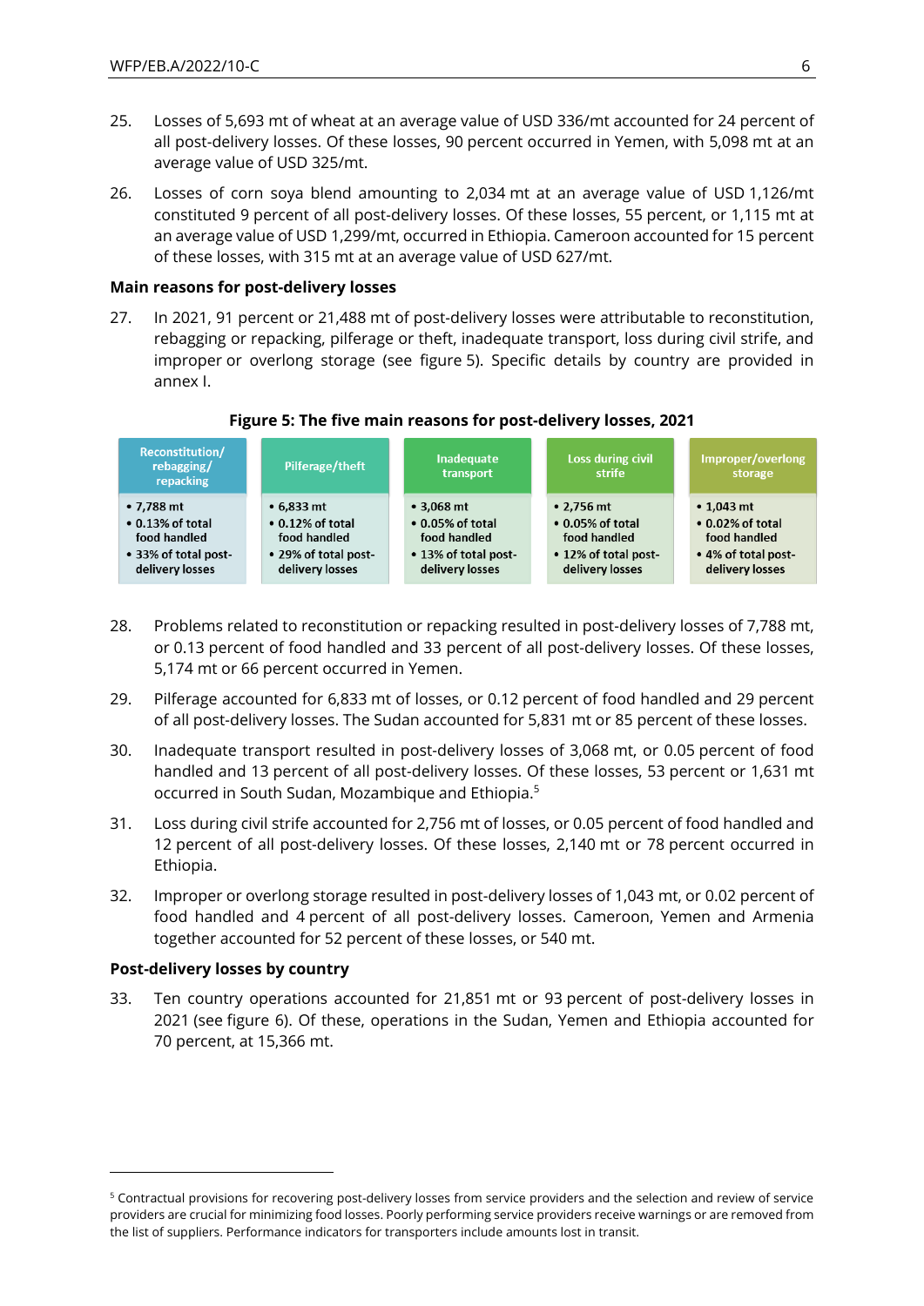25. Losses of 5,693 mt of wheat at an average value of USD 336/mt accounted for 24 percent of all post-delivery losses. Of these losses, 90 percent occurred in Yemen, with 5,098 mt at an average value of USD 325/mt.

26. Losses of corn soya blend amounting to 2,034 mt at an average value of USD 1,126/mt constituted 9 percent of all post-delivery losses. Of these losses, 55 percent, or 1,115 mt at an average value of USD 1,299/mt, occurred in Ethiopia. Cameroon accounted for 15 percent of these losses, with 315 mt at an average value of USD 627/mt.

**Main reasons for post-delivery losses**

27. In 2021, 91 percent or 21,488 mt of post-delivery losses were attributable to reconstitution, rebagging or repacking, pilferage or theft, inadequate transport, loss during civil strife, and improper or overlong storage (see figure 5). Specific details by country are provided in annex I.

**Figure 5: The five main reasons for post-delivery losses, 2021**

| Reconstitution/ rebagging/ repacking | Pilferage/theft | Inadequate transport | Loss during civil strife | Improper/overlong storage |
|---|---|---|---|---|
| • 7,788 mt<br>• 0.13% of total food handled<br>• 33% of total post-delivery losses | • 6,833 mt<br>• 0.12% of total food handled<br>• 29% of total post-delivery losses | • 3,068 mt<br>• 0.05% of total food handled<br>• 13% of total post-delivery losses | • 2,756 mt<br>• 0.05% of total food handled<br>• 12% of total post-delivery losses | • 1,043 mt<br>• 0.02% of total food handled<br>• 4% of total post-delivery losses |

28. Problems related to reconstitution or repacking resulted in post-delivery losses of 7,788 mt, or 0.13 percent of food handled and 33 percent of all post-delivery losses. Of these losses, 5,174 mt or 66 percent occurred in Yemen.

29. Pilferage accounted for 6,833 mt of losses, or 0.12 percent of food handled and 29 percent of all post-delivery losses. The Sudan accounted for 5,831 mt or 85 percent of these losses.

30. Inadequate transport resulted in post-delivery losses of 3,068 mt, or 0.05 percent of food handled and 13 percent of all post-delivery losses. Of these losses, 53 percent or 1,631 mt occurred in South Sudan, Mozambique and Ethiopia.[5]

31. Loss during civil strife accounted for 2,756 mt of losses, or 0.05 percent of food handled and 12 percent of all post-delivery losses. Of these losses, 2,140 mt or 78 percent occurred in Ethiopia.

32. Improper or overlong storage resulted in post-delivery losses of 1,043 mt, or 0.02 percent of food handled and 4 percent of all post-delivery losses. Cameroon, Yemen and Armenia together accounted for 52 percent of these losses, or 540 mt.

**Post-delivery losses by country**

33. Ten country operations accounted for 21,851 mt or 93 percent of post-delivery losses in 2021 (see figure 6). Of these, operations in the Sudan, Yemen and Ethiopia accounted for 70 percent, at 15,366 mt.

---

[5] Contractual provisions for recovering post-delivery losses from service providers and the selection and review of service providers are crucial for minimizing food losses. Poorly performing service providers receive warnings or are removed from the list of suppliers. Performance indicators for transporters include amounts lost in transit.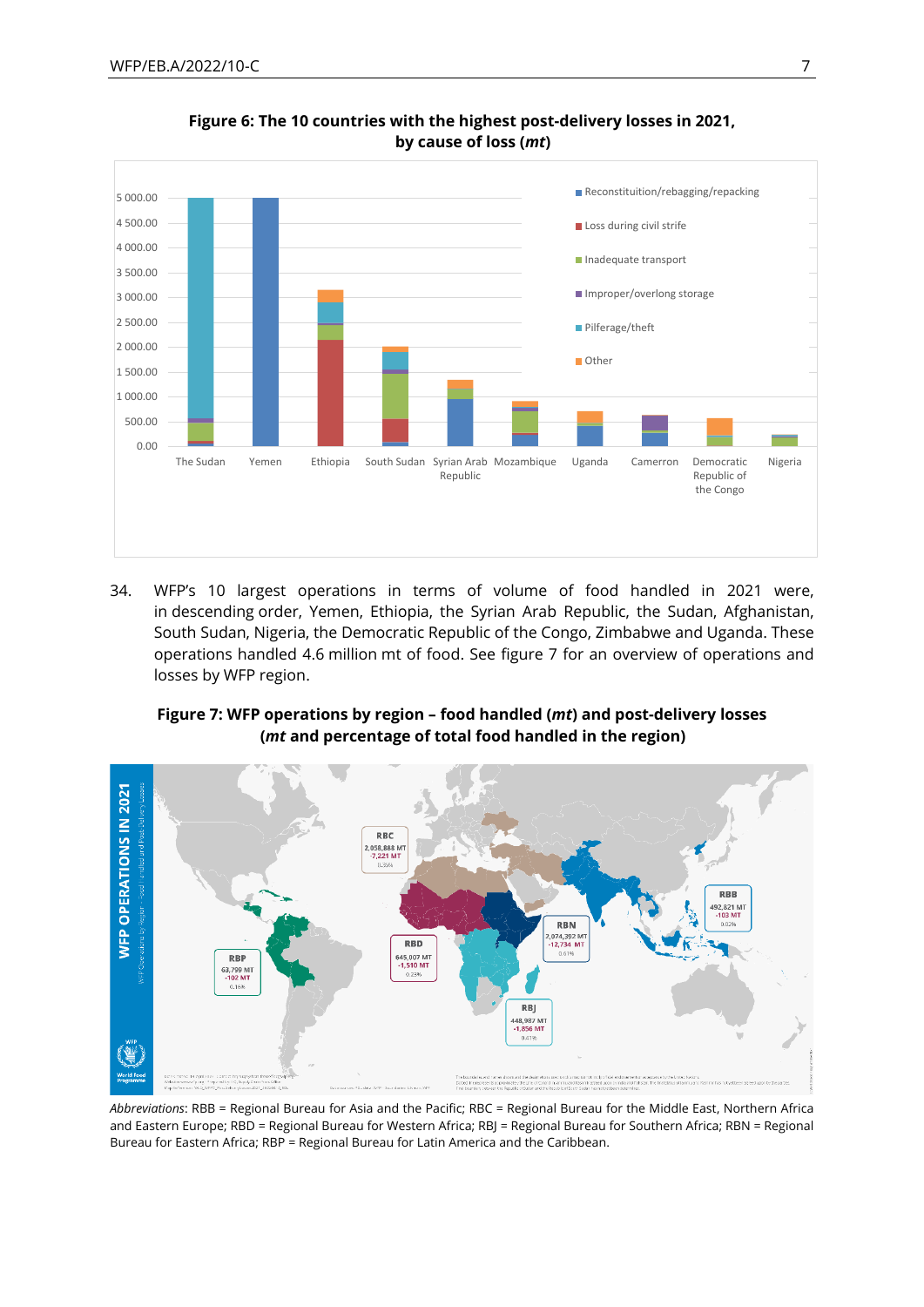**Figure 6: The 10 countries with the highest post-delivery losses in 2021, by cause of loss (*mt*)**

34. WFP's 10 largest operations in terms of volume of food handled in 2021 were, in descending order, Yemen, Ethiopia, the Syrian Arab Republic, the Sudan, Afghanistan, South Sudan, Nigeria, the Democratic Republic of the Congo, Zimbabwe and Uganda. These operations handled 4.6 million mt of food. See figure 7 for an overview of operations and losses by WFP region.

**Figure 7: WFP operations by region – food handled (*mt*) and post-delivery losses (*mt* and percentage of total food handled in the region)**

*Abbreviations*: RBB = Regional Bureau for Asia and the Pacific; RBC = Regional Bureau for the Middle East, Northern Africa and Eastern Europe; RBD = Regional Bureau for Western Africa; RBJ = Regional Bureau for Southern Africa; RBN = Regional Bureau for Eastern Africa; RBP = Regional Bureau for Latin America and the Caribbean.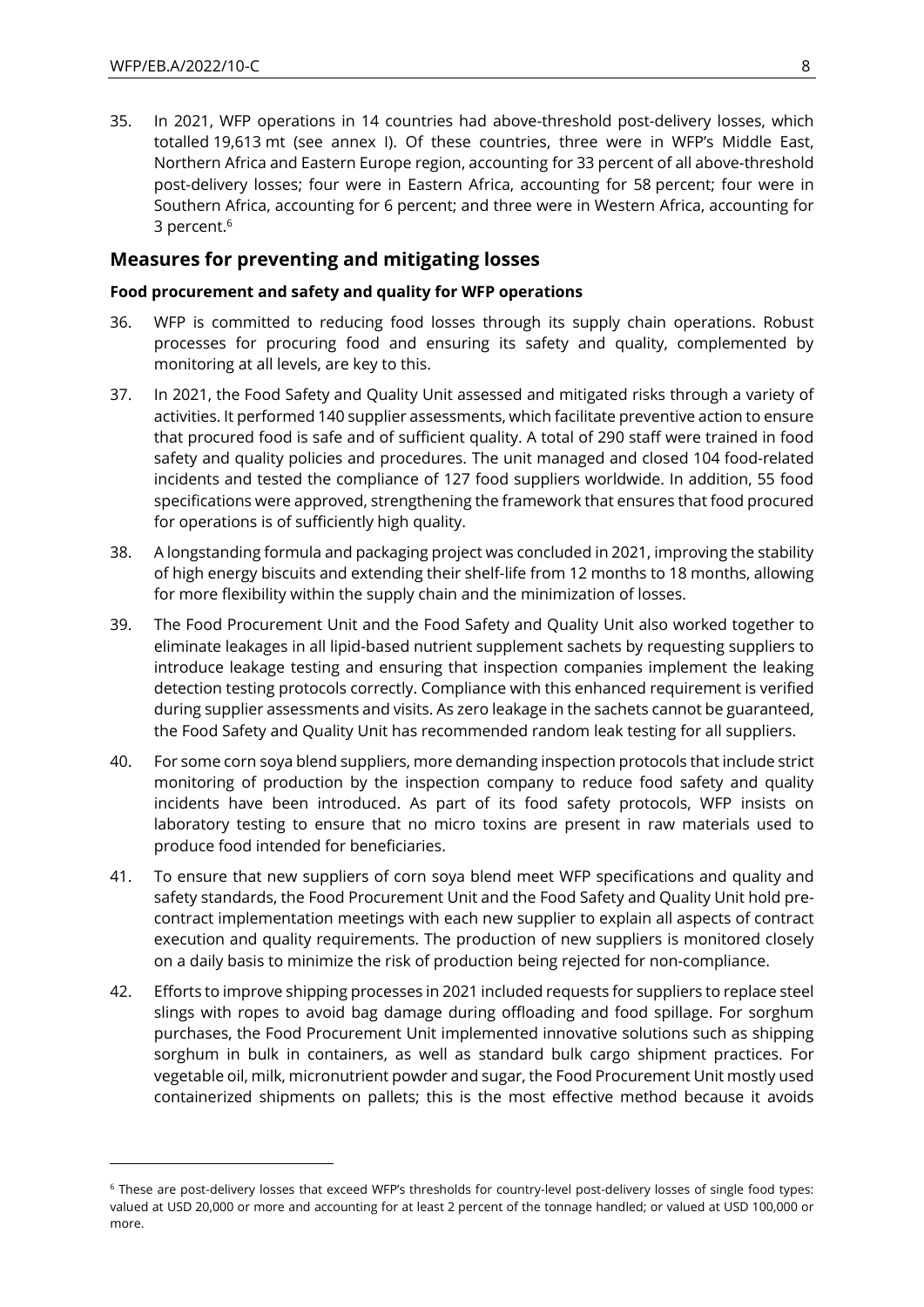35. In 2021, WFP operations in 14 countries had above-threshold post-delivery losses, which totalled 19,613 mt (see annex I). Of these countries, three were in WFP's Middle East, Northern Africa and Eastern Europe region, accounting for 33 percent of all above-threshold post-delivery losses; four were in Eastern Africa, accounting for 58 percent; four were in Southern Africa, accounting for 6 percent; and three were in Western Africa, accounting for 3 percent.[6]

## Measures for preventing and mitigating losses

### Food procurement and safety and quality for WFP operations

36. WFP is committed to reducing food losses through its supply chain operations. Robust processes for procuring food and ensuring its safety and quality, complemented by monitoring at all levels, are key to this.

37. In 2021, the Food Safety and Quality Unit assessed and mitigated risks through a variety of activities. It performed 140 supplier assessments, which facilitate preventive action to ensure that procured food is safe and of sufficient quality. A total of 290 staff were trained in food safety and quality policies and procedures. The unit managed and closed 104 food-related incidents and tested the compliance of 127 food suppliers worldwide. In addition, 55 food specifications were approved, strengthening the framework that ensures that food procured for operations is of sufficiently high quality.

38. A longstanding formula and packaging project was concluded in 2021, improving the stability of high energy biscuits and extending their shelf-life from 12 months to 18 months, allowing for more flexibility within the supply chain and the minimization of losses.

39. The Food Procurement Unit and the Food Safety and Quality Unit also worked together to eliminate leakages in all lipid-based nutrient supplement sachets by requesting suppliers to introduce leakage testing and ensuring that inspection companies implement the leaking detection testing protocols correctly. Compliance with this enhanced requirement is verified during supplier assessments and visits. As zero leakage in the sachets cannot be guaranteed, the Food Safety and Quality Unit has recommended random leak testing for all suppliers.

40. For some corn soya blend suppliers, more demanding inspection protocols that include strict monitoring of production by the inspection company to reduce food safety and quality incidents have been introduced. As part of its food safety protocols, WFP insists on laboratory testing to ensure that no micro toxins are present in raw materials used to produce food intended for beneficiaries.

41. To ensure that new suppliers of corn soya blend meet WFP specifications and quality and safety standards, the Food Procurement Unit and the Food Safety and Quality Unit hold pre-contract implementation meetings with each new supplier to explain all aspects of contract execution and quality requirements. The production of new suppliers is monitored closely on a daily basis to minimize the risk of production being rejected for non-compliance.

42. Efforts to improve shipping processes in 2021 included requests for suppliers to replace steel slings with ropes to avoid bag damage during offloading and food spillage. For sorghum purchases, the Food Procurement Unit implemented innovative solutions such as shipping sorghum in bulk in containers, as well as standard bulk cargo shipment practices. For vegetable oil, milk, micronutrient powder and sugar, the Food Procurement Unit mostly used containerized shipments on pallets; this is the most effective method because it avoids

---

[6] These are post-delivery losses that exceed WFP's thresholds for country-level post-delivery losses of single food types: valued at USD 20,000 or more and accounting for at least 2 percent of the tonnage handled; or valued at USD 100,000 or more.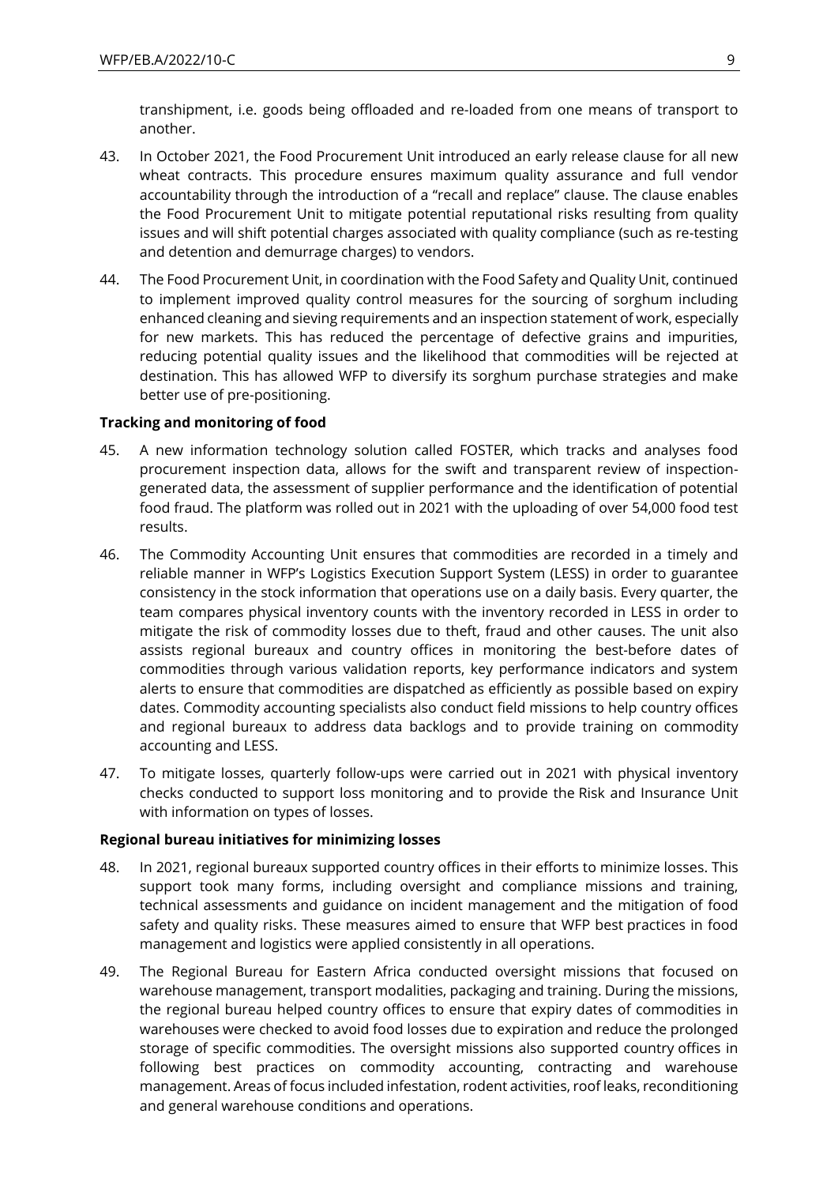transhipment, i.e. goods being offloaded and re-loaded from one means of transport to another.

43. In October 2021, the Food Procurement Unit introduced an early release clause for all new wheat contracts. This procedure ensures maximum quality assurance and full vendor accountability through the introduction of a "recall and replace" clause. The clause enables the Food Procurement Unit to mitigate potential reputational risks resulting from quality issues and will shift potential charges associated with quality compliance (such as re-testing and detention and demurrage charges) to vendors.

44. The Food Procurement Unit, in coordination with the Food Safety and Quality Unit, continued to implement improved quality control measures for the sourcing of sorghum including enhanced cleaning and sieving requirements and an inspection statement of work, especially for new markets. This has reduced the percentage of defective grains and impurities, reducing potential quality issues and the likelihood that commodities will be rejected at destination. This has allowed WFP to diversify its sorghum purchase strategies and make better use of pre-positioning.

**Tracking and monitoring of food**

45. A new information technology solution called FOSTER, which tracks and analyses food procurement inspection data, allows for the swift and transparent review of inspection-generated data, the assessment of supplier performance and the identification of potential food fraud. The platform was rolled out in 2021 with the uploading of over 54,000 food test results.

46. The Commodity Accounting Unit ensures that commodities are recorded in a timely and reliable manner in WFP's Logistics Execution Support System (LESS) in order to guarantee consistency in the stock information that operations use on a daily basis. Every quarter, the team compares physical inventory counts with the inventory recorded in LESS in order to mitigate the risk of commodity losses due to theft, fraud and other causes. The unit also assists regional bureaux and country offices in monitoring the best-before dates of commodities through various validation reports, key performance indicators and system alerts to ensure that commodities are dispatched as efficiently as possible based on expiry dates. Commodity accounting specialists also conduct field missions to help country offices and regional bureaux to address data backlogs and to provide training on commodity accounting and LESS.

47. To mitigate losses, quarterly follow-ups were carried out in 2021 with physical inventory checks conducted to support loss monitoring and to provide the Risk and Insurance Unit with information on types of losses.

**Regional bureau initiatives for minimizing losses**

48. In 2021, regional bureaux supported country offices in their efforts to minimize losses. This support took many forms, including oversight and compliance missions and training, technical assessments and guidance on incident management and the mitigation of food safety and quality risks. These measures aimed to ensure that WFP best practices in food management and logistics were applied consistently in all operations.

49. The Regional Bureau for Eastern Africa conducted oversight missions that focused on warehouse management, transport modalities, packaging and training. During the missions, the regional bureau helped country offices to ensure that expiry dates of commodities in warehouses were checked to avoid food losses due to expiration and reduce the prolonged storage of specific commodities. The oversight missions also supported country offices in following best practices on commodity accounting, contracting and warehouse management. Areas of focus included infestation, rodent activities, roof leaks, reconditioning and general warehouse conditions and operations.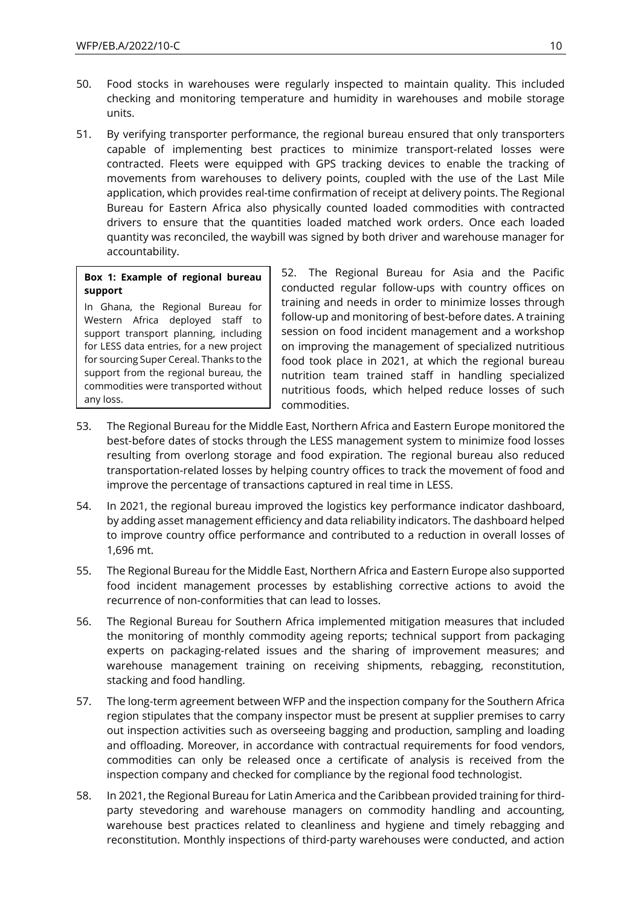50. Food stocks in warehouses were regularly inspected to maintain quality. This included checking and monitoring temperature and humidity in warehouses and mobile storage units.

51. By verifying transporter performance, the regional bureau ensured that only transporters capable of implementing best practices to minimize transport-related losses were contracted. Fleets were equipped with GPS tracking devices to enable the tracking of movements from warehouses to delivery points, coupled with the use of the Last Mile application, which provides real-time confirmation of receipt at delivery points. The Regional Bureau for Eastern Africa also physically counted loaded commodities with contracted drivers to ensure that the quantities loaded matched work orders. Once each loaded quantity was reconciled, the waybill was signed by both driver and warehouse manager for accountability.

> **Box 1: Example of regional bureau support**
>
> In Ghana, the Regional Bureau for Western Africa deployed staff to support transport planning, including for LESS data entries, for a new project for sourcing Super Cereal. Thanks to the support from the regional bureau, the commodities were transported without any loss.

52. The Regional Bureau for Asia and the Pacific conducted regular follow-ups with country offices on training and needs in order to minimize losses through follow-up and monitoring of best-before dates. A training session on food incident management and a workshop on improving the management of specialized nutritious food took place in 2021, at which the regional bureau nutrition team trained staff in handling specialized nutritious foods, which helped reduce losses of such commodities.

53. The Regional Bureau for the Middle East, Northern Africa and Eastern Europe monitored the best-before dates of stocks through the LESS management system to minimize food losses resulting from overlong storage and food expiration. The regional bureau also reduced transportation-related losses by helping country offices to track the movement of food and improve the percentage of transactions captured in real time in LESS.

54. In 2021, the regional bureau improved the logistics key performance indicator dashboard, by adding asset management efficiency and data reliability indicators. The dashboard helped to improve country office performance and contributed to a reduction in overall losses of 1,696 mt.

55. The Regional Bureau for the Middle East, Northern Africa and Eastern Europe also supported food incident management processes by establishing corrective actions to avoid the recurrence of non-conformities that can lead to losses.

56. The Regional Bureau for Southern Africa implemented mitigation measures that included the monitoring of monthly commodity ageing reports; technical support from packaging experts on packaging-related issues and the sharing of improvement measures; and warehouse management training on receiving shipments, rebagging, reconstitution, stacking and food handling.

57. The long-term agreement between WFP and the inspection company for the Southern Africa region stipulates that the company inspector must be present at supplier premises to carry out inspection activities such as overseeing bagging and production, sampling and loading and offloading. Moreover, in accordance with contractual requirements for food vendors, commodities can only be released once a certificate of analysis is received from the inspection company and checked for compliance by the regional food technologist.

58. In 2021, the Regional Bureau for Latin America and the Caribbean provided training for third-party stevedoring and warehouse managers on commodity handling and accounting, warehouse best practices related to cleanliness and hygiene and timely rebagging and reconstitution. Monthly inspections of third-party warehouses were conducted, and action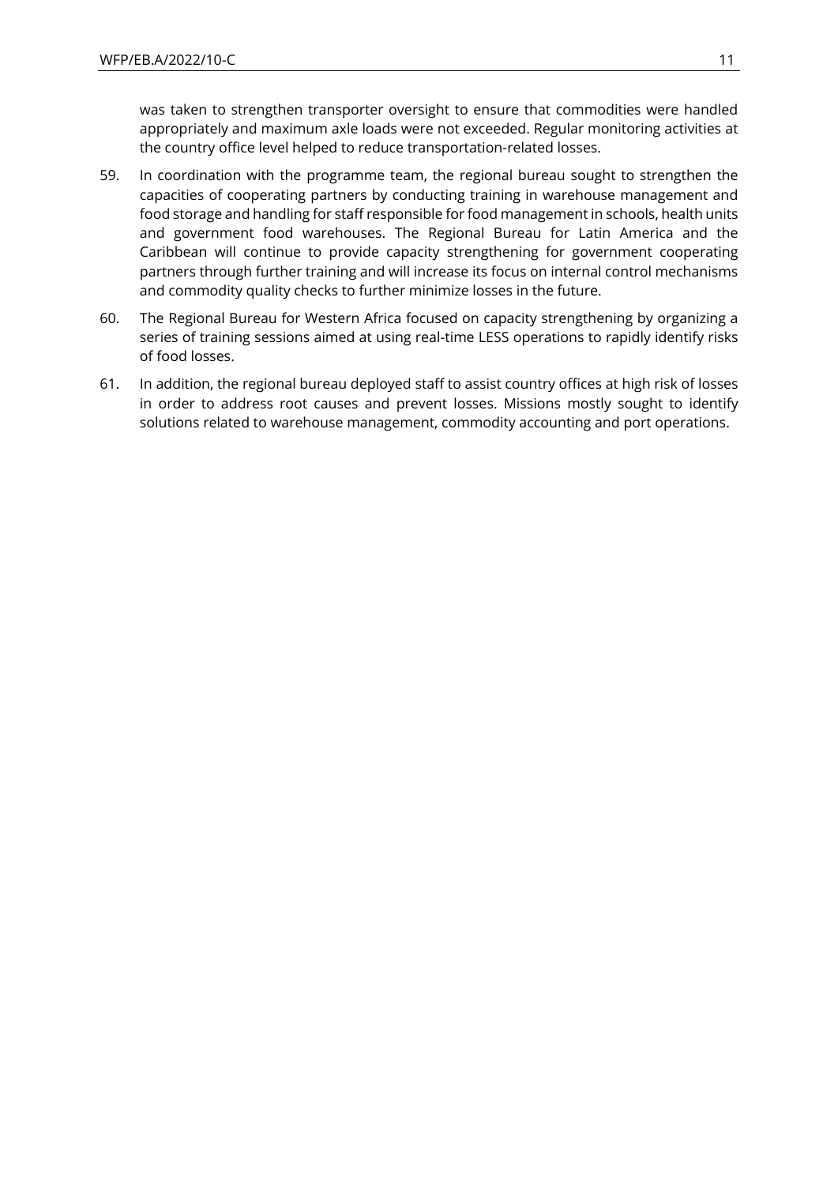was taken to strengthen transporter oversight to ensure that commodities were handled appropriately and maximum axle loads were not exceeded. Regular monitoring activities at the country office level helped to reduce transportation-related losses.

59. In coordination with the programme team, the regional bureau sought to strengthen the capacities of cooperating partners by conducting training in warehouse management and food storage and handling for staff responsible for food management in schools, health units and government food warehouses. The Regional Bureau for Latin America and the Caribbean will continue to provide capacity strengthening for government cooperating partners through further training and will increase its focus on internal control mechanisms and commodity quality checks to further minimize losses in the future.

60. The Regional Bureau for Western Africa focused on capacity strengthening by organizing a series of training sessions aimed at using real-time LESS operations to rapidly identify risks of food losses.

61. In addition, the regional bureau deployed staff to assist country offices at high risk of losses in order to address root causes and prevent losses. Missions mostly sought to identify solutions related to warehouse management, commodity accounting and port operations.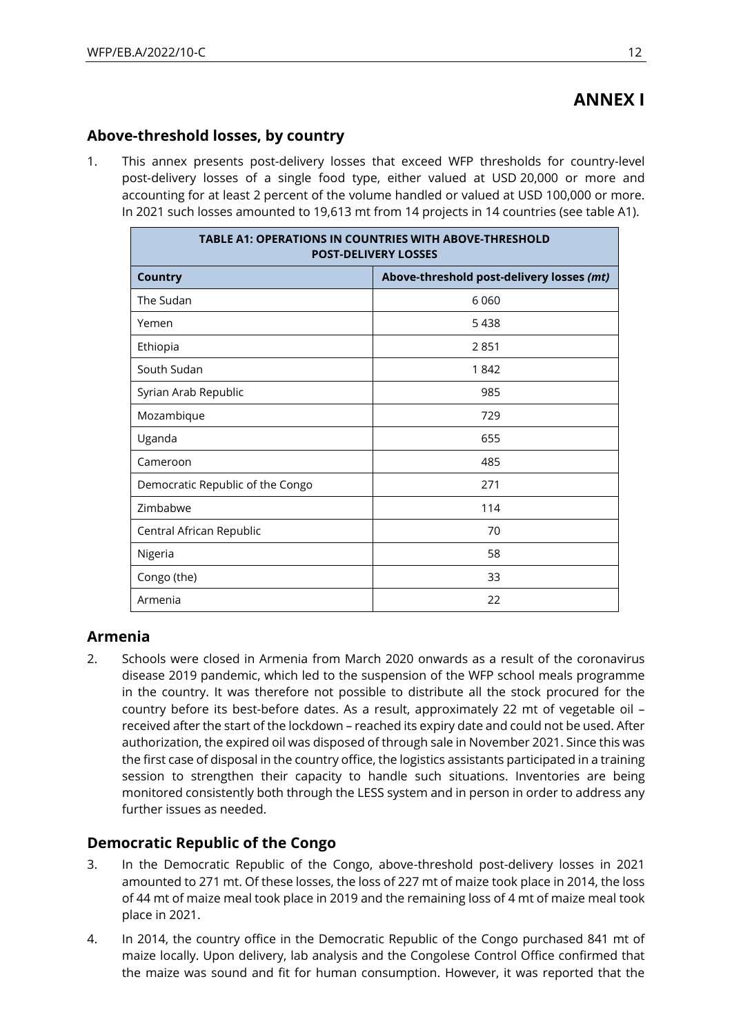# ANNEX I

## Above-threshold losses, by country

1. This annex presents post-delivery losses that exceed WFP thresholds for country-level post-delivery losses of a single food type, either valued at USD 20,000 or more and accounting for at least 2 percent of the volume handled or valued at USD 100,000 or more. In 2021 such losses amounted to 19,613 mt from 14 projects in 14 countries (see table A1).

| TABLE A1: OPERATIONS IN COUNTRIES WITH ABOVE-THRESHOLD POST-DELIVERY LOSSES | |
|---|---|
| **Country** | **Above-threshold post-delivery losses *(mt)*** |
| The Sudan | 6 060 |
| Yemen | 5 438 |
| Ethiopia | 2 851 |
| South Sudan | 1 842 |
| Syrian Arab Republic | 985 |
| Mozambique | 729 |
| Uganda | 655 |
| Cameroon | 485 |
| Democratic Republic of the Congo | 271 |
| Zimbabwe | 114 |
| Central African Republic | 70 |
| Nigeria | 58 |
| Congo (the) | 33 |
| Armenia | 22 |

## Armenia

2. Schools were closed in Armenia from March 2020 onwards as a result of the coronavirus disease 2019 pandemic, which led to the suspension of the WFP school meals programme in the country. It was therefore not possible to distribute all the stock procured for the country before its best-before dates. As a result, approximately 22 mt of vegetable oil – received after the start of the lockdown – reached its expiry date and could not be used. After authorization, the expired oil was disposed of through sale in November 2021. Since this was the first case of disposal in the country office, the logistics assistants participated in a training session to strengthen their capacity to handle such situations. Inventories are being monitored consistently both through the LESS system and in person in order to address any further issues as needed.

## Democratic Republic of the Congo

3. In the Democratic Republic of the Congo, above-threshold post-delivery losses in 2021 amounted to 271 mt. Of these losses, the loss of 227 mt of maize took place in 2014, the loss of 44 mt of maize meal took place in 2019 and the remaining loss of 4 mt of maize meal took place in 2021.

4. In 2014, the country office in the Democratic Republic of the Congo purchased 841 mt of maize locally. Upon delivery, lab analysis and the Congolese Control Office confirmed that the maize was sound and fit for human consumption. However, it was reported that the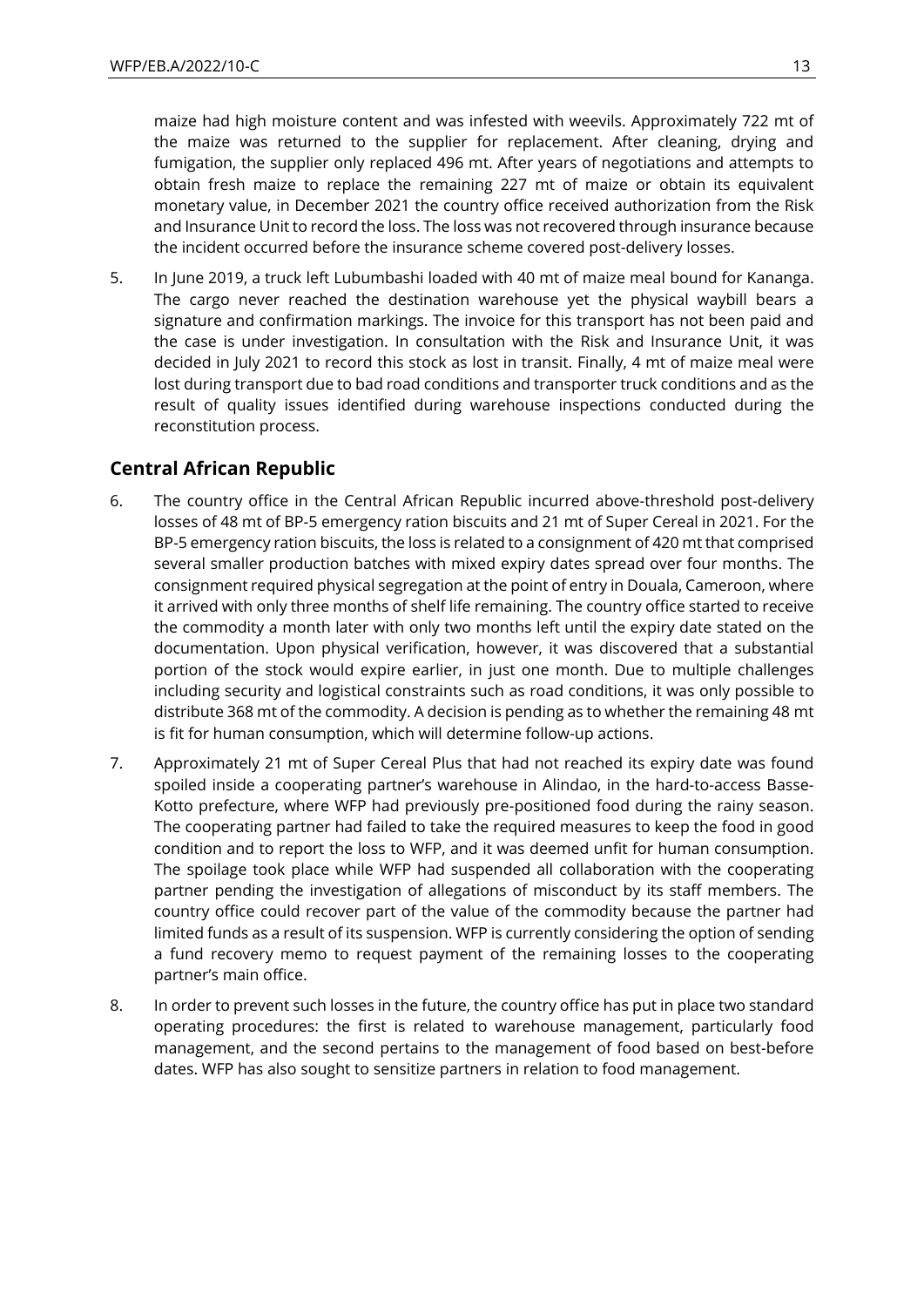maize had high moisture content and was infested with weevils. Approximately 722 mt of the maize was returned to the supplier for replacement. After cleaning, drying and fumigation, the supplier only replaced 496 mt. After years of negotiations and attempts to obtain fresh maize to replace the remaining 227 mt of maize or obtain its equivalent monetary value, in December 2021 the country office received authorization from the Risk and Insurance Unit to record the loss. The loss was not recovered through insurance because the incident occurred before the insurance scheme covered post-delivery losses.

5. In June 2019, a truck left Lubumbashi loaded with 40 mt of maize meal bound for Kananga. The cargo never reached the destination warehouse yet the physical waybill bears a signature and confirmation markings. The invoice for this transport has not been paid and the case is under investigation. In consultation with the Risk and Insurance Unit, it was decided in July 2021 to record this stock as lost in transit. Finally, 4 mt of maize meal were lost during transport due to bad road conditions and transporter truck conditions and as the result of quality issues identified during warehouse inspections conducted during the reconstitution process.

## Central African Republic

6. The country office in the Central African Republic incurred above-threshold post-delivery losses of 48 mt of BP-5 emergency ration biscuits and 21 mt of Super Cereal in 2021. For the BP-5 emergency ration biscuits, the loss is related to a consignment of 420 mt that comprised several smaller production batches with mixed expiry dates spread over four months. The consignment required physical segregation at the point of entry in Douala, Cameroon, where it arrived with only three months of shelf life remaining. The country office started to receive the commodity a month later with only two months left until the expiry date stated on the documentation. Upon physical verification, however, it was discovered that a substantial portion of the stock would expire earlier, in just one month. Due to multiple challenges including security and logistical constraints such as road conditions, it was only possible to distribute 368 mt of the commodity. A decision is pending as to whether the remaining 48 mt is fit for human consumption, which will determine follow-up actions.

7. Approximately 21 mt of Super Cereal Plus that had not reached its expiry date was found spoiled inside a cooperating partner's warehouse in Alindao, in the hard-to-access Basse-Kotto prefecture, where WFP had previously pre-positioned food during the rainy season. The cooperating partner had failed to take the required measures to keep the food in good condition and to report the loss to WFP, and it was deemed unfit for human consumption. The spoilage took place while WFP had suspended all collaboration with the cooperating partner pending the investigation of allegations of misconduct by its staff members. The country office could recover part of the value of the commodity because the partner had limited funds as a result of its suspension. WFP is currently considering the option of sending a fund recovery memo to request payment of the remaining losses to the cooperating partner's main office.

8. In order to prevent such losses in the future, the country office has put in place two standard operating procedures: the first is related to warehouse management, particularly food management, and the second pertains to the management of food based on best-before dates. WFP has also sought to sensitize partners in relation to food management.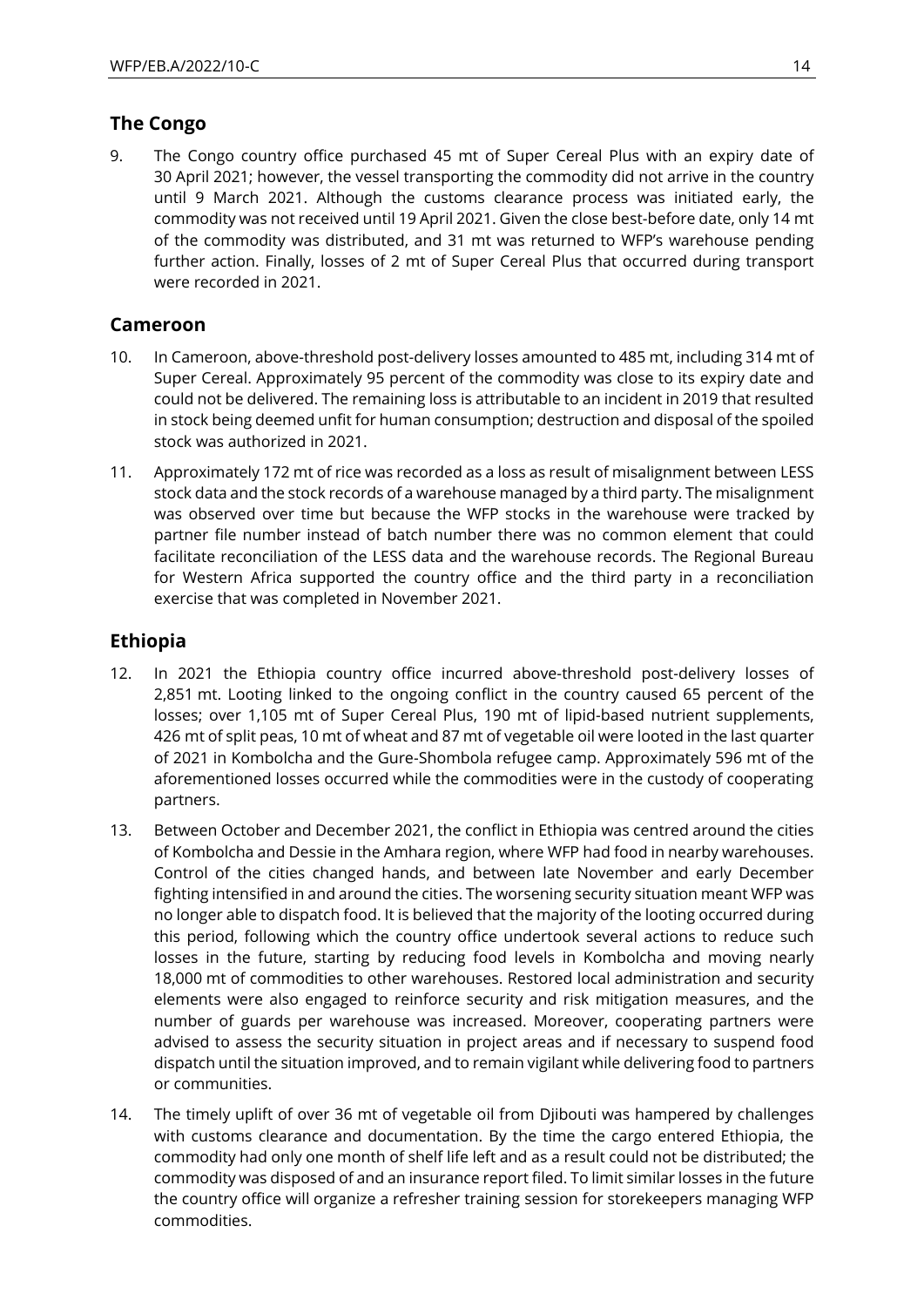## The Congo

9. The Congo country office purchased 45 mt of Super Cereal Plus with an expiry date of 30 April 2021; however, the vessel transporting the commodity did not arrive in the country until 9 March 2021. Although the customs clearance process was initiated early, the commodity was not received until 19 April 2021. Given the close best-before date, only 14 mt of the commodity was distributed, and 31 mt was returned to WFP's warehouse pending further action. Finally, losses of 2 mt of Super Cereal Plus that occurred during transport were recorded in 2021.

## Cameroon

10. In Cameroon, above-threshold post-delivery losses amounted to 485 mt, including 314 mt of Super Cereal. Approximately 95 percent of the commodity was close to its expiry date and could not be delivered. The remaining loss is attributable to an incident in 2019 that resulted in stock being deemed unfit for human consumption; destruction and disposal of the spoiled stock was authorized in 2021.

11. Approximately 172 mt of rice was recorded as a loss as result of misalignment between LESS stock data and the stock records of a warehouse managed by a third party. The misalignment was observed over time but because the WFP stocks in the warehouse were tracked by partner file number instead of batch number there was no common element that could facilitate reconciliation of the LESS data and the warehouse records. The Regional Bureau for Western Africa supported the country office and the third party in a reconciliation exercise that was completed in November 2021.

## Ethiopia

12. In 2021 the Ethiopia country office incurred above-threshold post-delivery losses of 2,851 mt. Looting linked to the ongoing conflict in the country caused 65 percent of the losses; over 1,105 mt of Super Cereal Plus, 190 mt of lipid-based nutrient supplements, 426 mt of split peas, 10 mt of wheat and 87 mt of vegetable oil were looted in the last quarter of 2021 in Kombolcha and the Gure-Shombola refugee camp. Approximately 596 mt of the aforementioned losses occurred while the commodities were in the custody of cooperating partners.

13. Between October and December 2021, the conflict in Ethiopia was centred around the cities of Kombolcha and Dessie in the Amhara region, where WFP had food in nearby warehouses. Control of the cities changed hands, and between late November and early December fighting intensified in and around the cities. The worsening security situation meant WFP was no longer able to dispatch food. It is believed that the majority of the looting occurred during this period, following which the country office undertook several actions to reduce such losses in the future, starting by reducing food levels in Kombolcha and moving nearly 18,000 mt of commodities to other warehouses. Restored local administration and security elements were also engaged to reinforce security and risk mitigation measures, and the number of guards per warehouse was increased. Moreover, cooperating partners were advised to assess the security situation in project areas and if necessary to suspend food dispatch until the situation improved, and to remain vigilant while delivering food to partners or communities.

14. The timely uplift of over 36 mt of vegetable oil from Djibouti was hampered by challenges with customs clearance and documentation. By the time the cargo entered Ethiopia, the commodity had only one month of shelf life left and as a result could not be distributed; the commodity was disposed of and an insurance report filed. To limit similar losses in the future the country office will organize a refresher training session for storekeepers managing WFP commodities.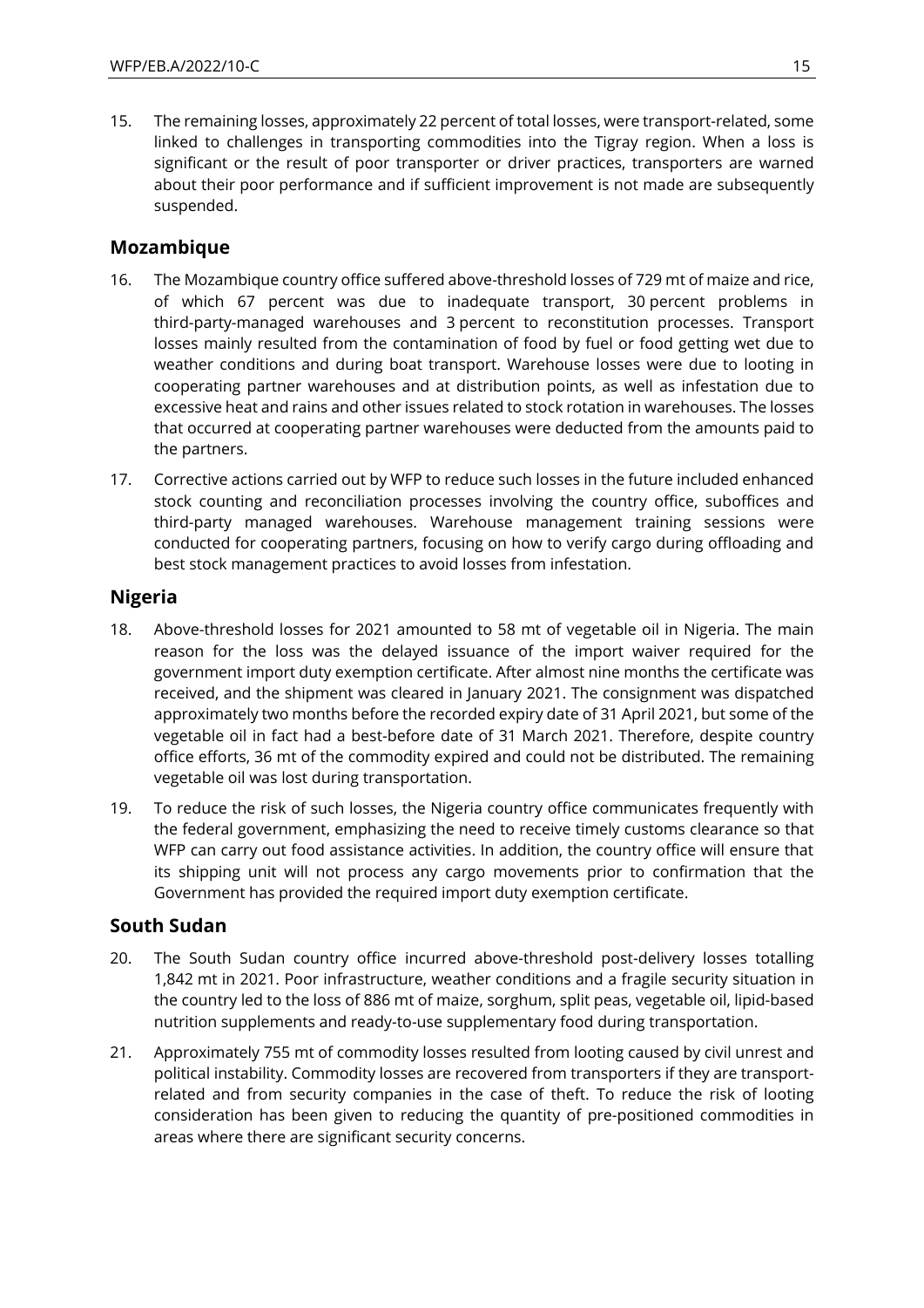15. The remaining losses, approximately 22 percent of total losses, were transport-related, some linked to challenges in transporting commodities into the Tigray region. When a loss is significant or the result of poor transporter or driver practices, transporters are warned about their poor performance and if sufficient improvement is not made are subsequently suspended.

## Mozambique

16. The Mozambique country office suffered above-threshold losses of 729 mt of maize and rice, of which 67 percent was due to inadequate transport, 30 percent problems in third-party-managed warehouses and 3 percent to reconstitution processes. Transport losses mainly resulted from the contamination of food by fuel or food getting wet due to weather conditions and during boat transport. Warehouse losses were due to looting in cooperating partner warehouses and at distribution points, as well as infestation due to excessive heat and rains and other issues related to stock rotation in warehouses. The losses that occurred at cooperating partner warehouses were deducted from the amounts paid to the partners.

17. Corrective actions carried out by WFP to reduce such losses in the future included enhanced stock counting and reconciliation processes involving the country office, suboffices and third-party managed warehouses. Warehouse management training sessions were conducted for cooperating partners, focusing on how to verify cargo during offloading and best stock management practices to avoid losses from infestation.

## Nigeria

18. Above-threshold losses for 2021 amounted to 58 mt of vegetable oil in Nigeria. The main reason for the loss was the delayed issuance of the import waiver required for the government import duty exemption certificate. After almost nine months the certificate was received, and the shipment was cleared in January 2021. The consignment was dispatched approximately two months before the recorded expiry date of 31 April 2021, but some of the vegetable oil in fact had a best-before date of 31 March 2021. Therefore, despite country office efforts, 36 mt of the commodity expired and could not be distributed. The remaining vegetable oil was lost during transportation.

19. To reduce the risk of such losses, the Nigeria country office communicates frequently with the federal government, emphasizing the need to receive timely customs clearance so that WFP can carry out food assistance activities. In addition, the country office will ensure that its shipping unit will not process any cargo movements prior to confirmation that the Government has provided the required import duty exemption certificate.

## South Sudan

20. The South Sudan country office incurred above-threshold post-delivery losses totalling 1,842 mt in 2021. Poor infrastructure, weather conditions and a fragile security situation in the country led to the loss of 886 mt of maize, sorghum, split peas, vegetable oil, lipid-based nutrition supplements and ready-to-use supplementary food during transportation.

21. Approximately 755 mt of commodity losses resulted from looting caused by civil unrest and political instability. Commodity losses are recovered from transporters if they are transport-related and from security companies in the case of theft. To reduce the risk of looting consideration has been given to reducing the quantity of pre-positioned commodities in areas where there are significant security concerns.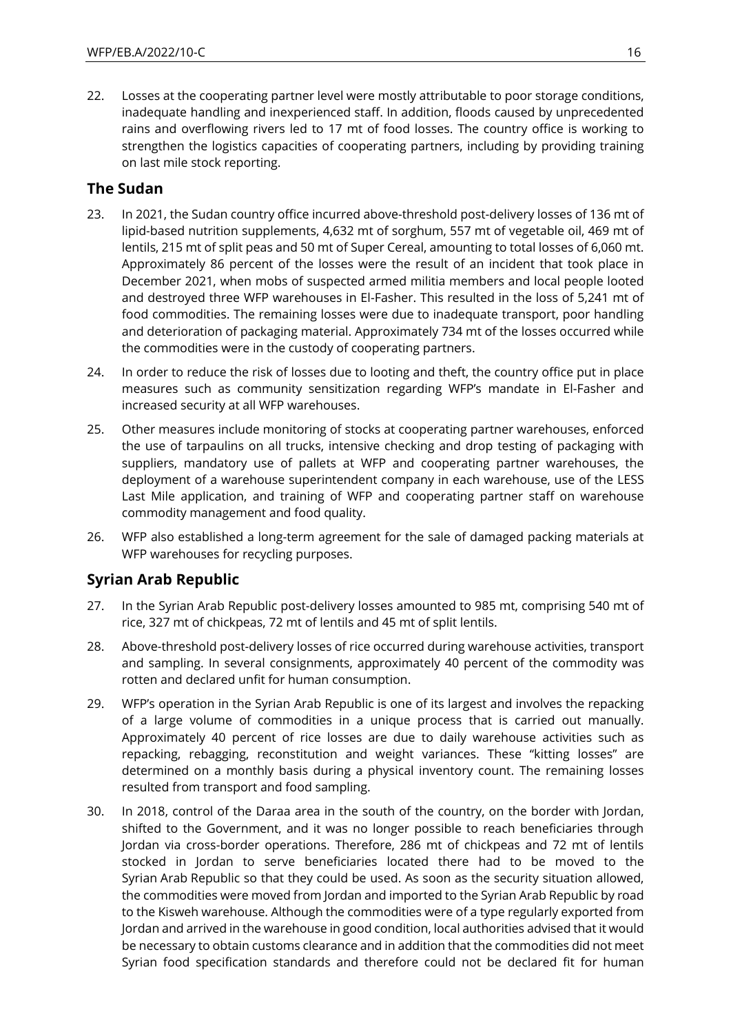22. Losses at the cooperating partner level were mostly attributable to poor storage conditions, inadequate handling and inexperienced staff. In addition, floods caused by unprecedented rains and overflowing rivers led to 17 mt of food losses. The country office is working to strengthen the logistics capacities of cooperating partners, including by providing training on last mile stock reporting.

## The Sudan

23. In 2021, the Sudan country office incurred above-threshold post-delivery losses of 136 mt of lipid-based nutrition supplements, 4,632 mt of sorghum, 557 mt of vegetable oil, 469 mt of lentils, 215 mt of split peas and 50 mt of Super Cereal, amounting to total losses of 6,060 mt. Approximately 86 percent of the losses were the result of an incident that took place in December 2021, when mobs of suspected armed militia members and local people looted and destroyed three WFP warehouses in El-Fasher. This resulted in the loss of 5,241 mt of food commodities. The remaining losses were due to inadequate transport, poor handling and deterioration of packaging material. Approximately 734 mt of the losses occurred while the commodities were in the custody of cooperating partners.

24. In order to reduce the risk of losses due to looting and theft, the country office put in place measures such as community sensitization regarding WFP's mandate in El-Fasher and increased security at all WFP warehouses.

25. Other measures include monitoring of stocks at cooperating partner warehouses, enforced the use of tarpaulins on all trucks, intensive checking and drop testing of packaging with suppliers, mandatory use of pallets at WFP and cooperating partner warehouses, the deployment of a warehouse superintendent company in each warehouse, use of the LESS Last Mile application, and training of WFP and cooperating partner staff on warehouse commodity management and food quality.

26. WFP also established a long-term agreement for the sale of damaged packing materials at WFP warehouses for recycling purposes.

## Syrian Arab Republic

27. In the Syrian Arab Republic post-delivery losses amounted to 985 mt, comprising 540 mt of rice, 327 mt of chickpeas, 72 mt of lentils and 45 mt of split lentils.

28. Above-threshold post-delivery losses of rice occurred during warehouse activities, transport and sampling. In several consignments, approximately 40 percent of the commodity was rotten and declared unfit for human consumption.

29. WFP's operation in the Syrian Arab Republic is one of its largest and involves the repacking of a large volume of commodities in a unique process that is carried out manually. Approximately 40 percent of rice losses are due to daily warehouse activities such as repacking, rebagging, reconstitution and weight variances. These "kitting losses" are determined on a monthly basis during a physical inventory count. The remaining losses resulted from transport and food sampling.

30. In 2018, control of the Daraa area in the south of the country, on the border with Jordan, shifted to the Government, and it was no longer possible to reach beneficiaries through Jordan via cross-border operations. Therefore, 286 mt of chickpeas and 72 mt of lentils stocked in Jordan to serve beneficiaries located there had to be moved to the Syrian Arab Republic so that they could be used. As soon as the security situation allowed, the commodities were moved from Jordan and imported to the Syrian Arab Republic by road to the Kisweh warehouse. Although the commodities were of a type regularly exported from Jordan and arrived in the warehouse in good condition, local authorities advised that it would be necessary to obtain customs clearance and in addition that the commodities did not meet Syrian food specification standards and therefore could not be declared fit for human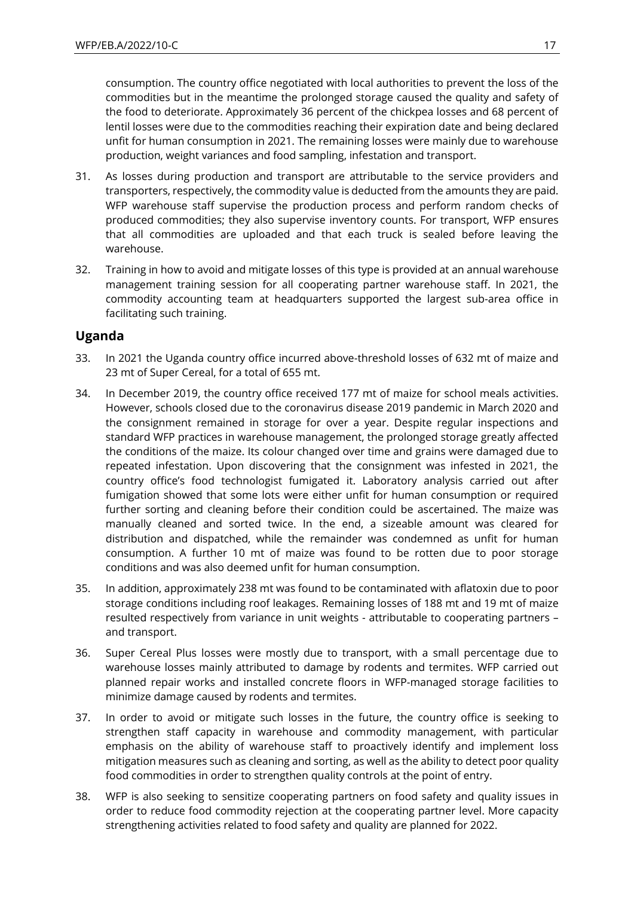consumption. The country office negotiated with local authorities to prevent the loss of the commodities but in the meantime the prolonged storage caused the quality and safety of the food to deteriorate. Approximately 36 percent of the chickpea losses and 68 percent of lentil losses were due to the commodities reaching their expiration date and being declared unfit for human consumption in 2021. The remaining losses were mainly due to warehouse production, weight variances and food sampling, infestation and transport.

31. As losses during production and transport are attributable to the service providers and transporters, respectively, the commodity value is deducted from the amounts they are paid. WFP warehouse staff supervise the production process and perform random checks of produced commodities; they also supervise inventory counts. For transport, WFP ensures that all commodities are uploaded and that each truck is sealed before leaving the warehouse.

32. Training in how to avoid and mitigate losses of this type is provided at an annual warehouse management training session for all cooperating partner warehouse staff. In 2021, the commodity accounting team at headquarters supported the largest sub-area office in facilitating such training.

## Uganda

33. In 2021 the Uganda country office incurred above-threshold losses of 632 mt of maize and 23 mt of Super Cereal, for a total of 655 mt.

34. In December 2019, the country office received 177 mt of maize for school meals activities. However, schools closed due to the coronavirus disease 2019 pandemic in March 2020 and the consignment remained in storage for over a year. Despite regular inspections and standard WFP practices in warehouse management, the prolonged storage greatly affected the conditions of the maize. Its colour changed over time and grains were damaged due to repeated infestation. Upon discovering that the consignment was infested in 2021, the country office's food technologist fumigated it. Laboratory analysis carried out after fumigation showed that some lots were either unfit for human consumption or required further sorting and cleaning before their condition could be ascertained. The maize was manually cleaned and sorted twice. In the end, a sizeable amount was cleared for distribution and dispatched, while the remainder was condemned as unfit for human consumption. A further 10 mt of maize was found to be rotten due to poor storage conditions and was also deemed unfit for human consumption.

35. In addition, approximately 238 mt was found to be contaminated with aflatoxin due to poor storage conditions including roof leakages. Remaining losses of 188 mt and 19 mt of maize resulted respectively from variance in unit weights - attributable to cooperating partners – and transport.

36. Super Cereal Plus losses were mostly due to transport, with a small percentage due to warehouse losses mainly attributed to damage by rodents and termites. WFP carried out planned repair works and installed concrete floors in WFP-managed storage facilities to minimize damage caused by rodents and termites.

37. In order to avoid or mitigate such losses in the future, the country office is seeking to strengthen staff capacity in warehouse and commodity management, with particular emphasis on the ability of warehouse staff to proactively identify and implement loss mitigation measures such as cleaning and sorting, as well as the ability to detect poor quality food commodities in order to strengthen quality controls at the point of entry.

38. WFP is also seeking to sensitize cooperating partners on food safety and quality issues in order to reduce food commodity rejection at the cooperating partner level. More capacity strengthening activities related to food safety and quality are planned for 2022.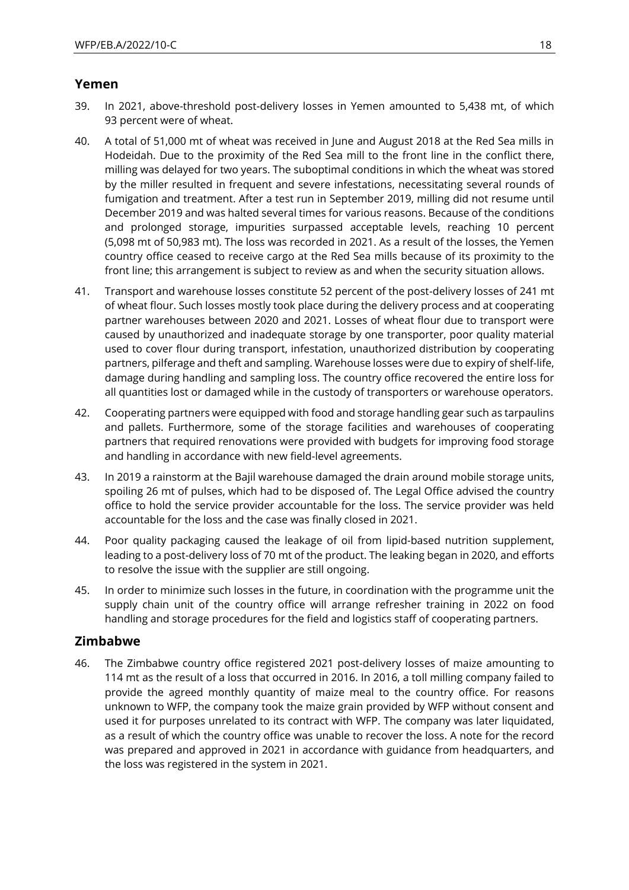## Yemen

39. In 2021, above-threshold post-delivery losses in Yemen amounted to 5,438 mt, of which 93 percent were of wheat.

40. A total of 51,000 mt of wheat was received in June and August 2018 at the Red Sea mills in Hodeidah. Due to the proximity of the Red Sea mill to the front line in the conflict there, milling was delayed for two years. The suboptimal conditions in which the wheat was stored by the miller resulted in frequent and severe infestations, necessitating several rounds of fumigation and treatment. After a test run in September 2019, milling did not resume until December 2019 and was halted several times for various reasons. Because of the conditions and prolonged storage, impurities surpassed acceptable levels, reaching 10 percent (5,098 mt of 50,983 mt). The loss was recorded in 2021. As a result of the losses, the Yemen country office ceased to receive cargo at the Red Sea mills because of its proximity to the front line; this arrangement is subject to review as and when the security situation allows.

41. Transport and warehouse losses constitute 52 percent of the post-delivery losses of 241 mt of wheat flour. Such losses mostly took place during the delivery process and at cooperating partner warehouses between 2020 and 2021. Losses of wheat flour due to transport were caused by unauthorized and inadequate storage by one transporter, poor quality material used to cover flour during transport, infestation, unauthorized distribution by cooperating partners, pilferage and theft and sampling. Warehouse losses were due to expiry of shelf-life, damage during handling and sampling loss. The country office recovered the entire loss for all quantities lost or damaged while in the custody of transporters or warehouse operators.

42. Cooperating partners were equipped with food and storage handling gear such as tarpaulins and pallets. Furthermore, some of the storage facilities and warehouses of cooperating partners that required renovations were provided with budgets for improving food storage and handling in accordance with new field-level agreements.

43. In 2019 a rainstorm at the Bajil warehouse damaged the drain around mobile storage units, spoiling 26 mt of pulses, which had to be disposed of. The Legal Office advised the country office to hold the service provider accountable for the loss. The service provider was held accountable for the loss and the case was finally closed in 2021.

44. Poor quality packaging caused the leakage of oil from lipid-based nutrition supplement, leading to a post-delivery loss of 70 mt of the product. The leaking began in 2020, and efforts to resolve the issue with the supplier are still ongoing.

45. In order to minimize such losses in the future, in coordination with the programme unit the supply chain unit of the country office will arrange refresher training in 2022 on food handling and storage procedures for the field and logistics staff of cooperating partners.

## Zimbabwe

46. The Zimbabwe country office registered 2021 post-delivery losses of maize amounting to 114 mt as the result of a loss that occurred in 2016. In 2016, a toll milling company failed to provide the agreed monthly quantity of maize meal to the country office. For reasons unknown to WFP, the company took the maize grain provided by WFP without consent and used it for purposes unrelated to its contract with WFP. The company was later liquidated, as a result of which the country office was unable to recover the loss. A note for the record was prepared and approved in 2021 in accordance with guidance from headquarters, and the loss was registered in the system in 2021.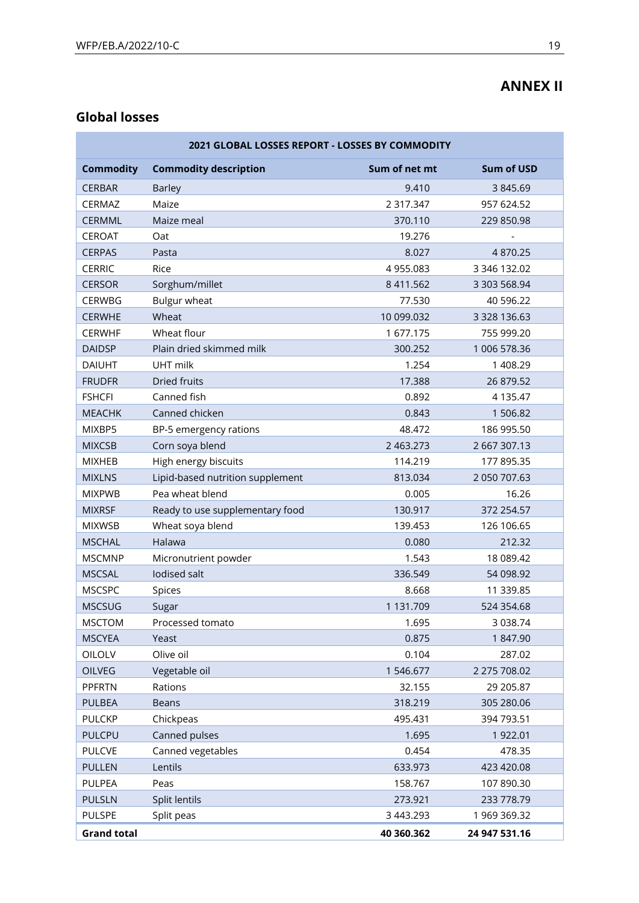# ANNEX II

## Global losses

| 2021 GLOBAL LOSSES REPORT - LOSSES BY COMMODITY | | | |
|---|---|---|---|
| **Commodity** | **Commodity description** | **Sum of net mt** | **Sum of USD** |
| CERBAR | Barley | 9.410 | 3 845.69 |
| CERMAZ | Maize | 2 317.347 | 957 624.52 |
| CERMML | Maize meal | 370.110 | 229 850.98 |
| CEROAT | Oat | 19.276 | - |
| CERPAS | Pasta | 8.027 | 4 870.25 |
| CERRIC | Rice | 4 955.083 | 3 346 132.02 |
| CERSOR | Sorghum/millet | 8 411.562 | 3 303 568.94 |
| CERWBG | Bulgur wheat | 77.530 | 40 596.22 |
| CERWHE | Wheat | 10 099.032 | 3 328 136.63 |
| CERWHF | Wheat flour | 1 677.175 | 755 999.20 |
| DAIDSP | Plain dried skimmed milk | 300.252 | 1 006 578.36 |
| DAIUHT | UHT milk | 1.254 | 1 408.29 |
| FRUDFR | Dried fruits | 17.388 | 26 879.52 |
| FSHCFI | Canned fish | 0.892 | 4 135.47 |
| MEACHK | Canned chicken | 0.843 | 1 506.82 |
| MIXBP5 | BP-5 emergency rations | 48.472 | 186 995.50 |
| MIXCSB | Corn soya blend | 2 463.273 | 2 667 307.13 |
| MIXHEB | High energy biscuits | 114.219 | 177 895.35 |
| MIXLNS | Lipid-based nutrition supplement | 813.034 | 2 050 707.63 |
| MIXPWB | Pea wheat blend | 0.005 | 16.26 |
| MIXRSF | Ready to use supplementary food | 130.917 | 372 254.57 |
| MIXWSB | Wheat soya blend | 139.453 | 126 106.65 |
| MSCHAL | Halawa | 0.080 | 212.32 |
| MSCMNP | Micronutrient powder | 1.543 | 18 089.42 |
| MSCSAL | Iodised salt | 336.549 | 54 098.92 |
| MSCSPC | Spices | 8.668 | 11 339.85 |
| MSCSUG | Sugar | 1 131.709 | 524 354.68 |
| MSCTOM | Processed tomato | 1.695 | 3 038.74 |
| MSCYEA | Yeast | 0.875 | 1 847.90 |
| OILOLV | Olive oil | 0.104 | 287.02 |
| OILVEG | Vegetable oil | 1 546.677 | 2 275 708.02 |
| PPFRTN | Rations | 32.155 | 29 205.87 |
| PULBEA | Beans | 318.219 | 305 280.06 |
| PULCKP | Chickpeas | 495.431 | 394 793.51 |
| PULCPU | Canned pulses | 1.695 | 1 922.01 |
| PULCVE | Canned vegetables | 0.454 | 478.35 |
| PULLEN | Lentils | 633.973 | 423 420.08 |
| PULPEA | Peas | 158.767 | 107 890.30 |
| PULSLN | Split lentils | 273.921 | 233 778.79 |
| PULSPE | Split peas | 3 443.293 | 1 969 369.32 |
| **Grand total** | | **40 360.362** | **24 947 531.16** |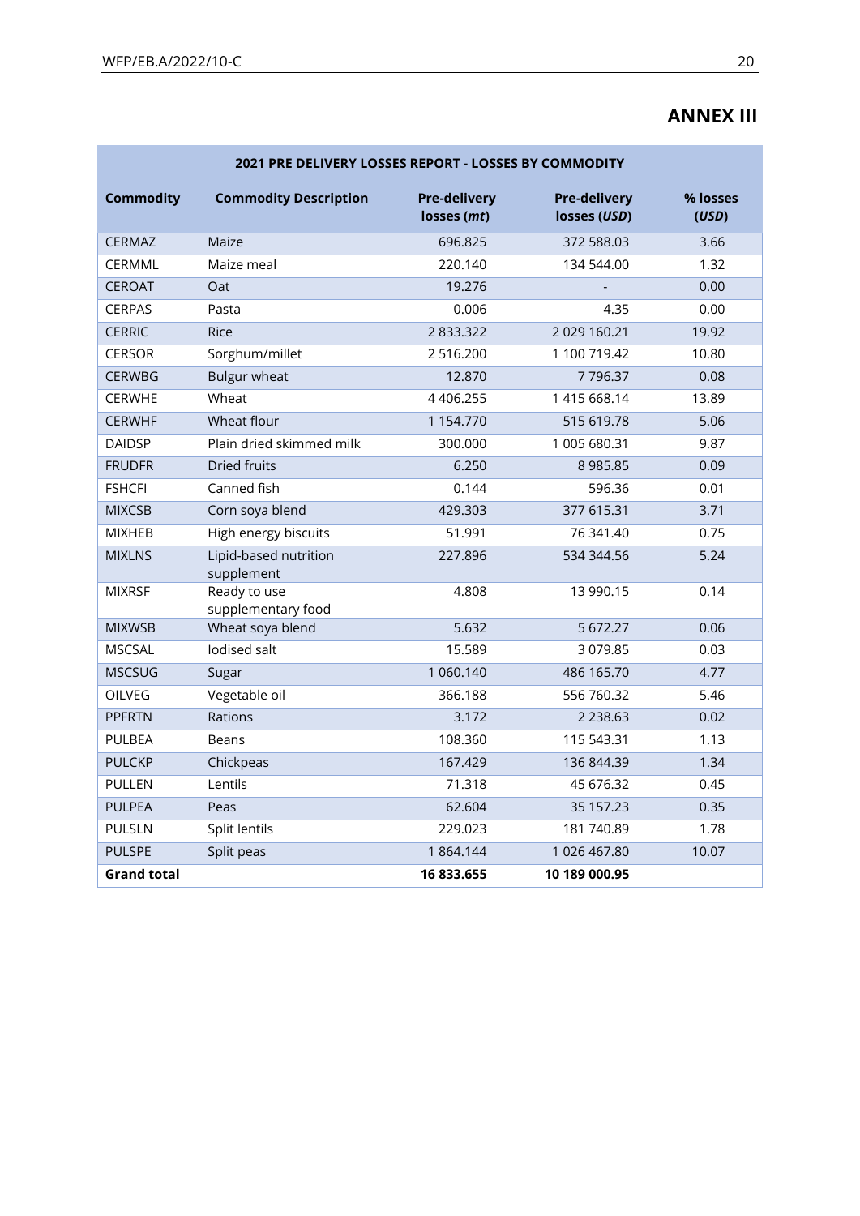# ANNEX III

| 2021 PRE DELIVERY LOSSES REPORT - LOSSES BY COMMODITY | | | | |
|---|---|---|---|---|
| **Commodity** | **Commodity Description** | **Pre-delivery losses (*mt*)** | **Pre-delivery losses (*USD*)** | **% losses (*USD*)** |
| CERMAZ | Maize | 696.825 | 372 588.03 | 3.66 |
| CERMML | Maize meal | 220.140 | 134 544.00 | 1.32 |
| CEROAT | Oat | 19.276 | - | 0.00 |
| CERPAS | Pasta | 0.006 | 4.35 | 0.00 |
| CERRIC | Rice | 2 833.322 | 2 029 160.21 | 19.92 |
| CERSOR | Sorghum/millet | 2 516.200 | 1 100 719.42 | 10.80 |
| CERWBG | Bulgur wheat | 12.870 | 7 796.37 | 0.08 |
| CERWHE | Wheat | 4 406.255 | 1 415 668.14 | 13.89 |
| CERWHF | Wheat flour | 1 154.770 | 515 619.78 | 5.06 |
| DAIDSP | Plain dried skimmed milk | 300.000 | 1 005 680.31 | 9.87 |
| FRUDFR | Dried fruits | 6.250 | 8 985.85 | 0.09 |
| FSHCFI | Canned fish | 0.144 | 596.36 | 0.01 |
| MIXCSB | Corn soya blend | 429.303 | 377 615.31 | 3.71 |
| MIXHEB | High energy biscuits | 51.991 | 76 341.40 | 0.75 |
| MIXLNS | Lipid-based nutrition supplement | 227.896 | 534 344.56 | 5.24 |
| MIXRSF | Ready to use supplementary food | 4.808 | 13 990.15 | 0.14 |
| MIXWSB | Wheat soya blend | 5.632 | 5 672.27 | 0.06 |
| MSCSAL | Iodised salt | 15.589 | 3 079.85 | 0.03 |
| MSCSUG | Sugar | 1 060.140 | 486 165.70 | 4.77 |
| OILVEG | Vegetable oil | 366.188 | 556 760.32 | 5.46 |
| PPFRTN | Rations | 3.172 | 2 238.63 | 0.02 |
| PULBEA | Beans | 108.360 | 115 543.31 | 1.13 |
| PULCKP | Chickpeas | 167.429 | 136 844.39 | 1.34 |
| PULLEN | Lentils | 71.318 | 45 676.32 | 0.45 |
| PULPEA | Peas | 62.604 | 35 157.23 | 0.35 |
| PULSLN | Split lentils | 229.023 | 181 740.89 | 1.78 |
| PULSPE | Split peas | 1 864.144 | 1 026 467.80 | 10.07 |
| **Grand total** | | **16 833.655** | **10 189 000.95** | |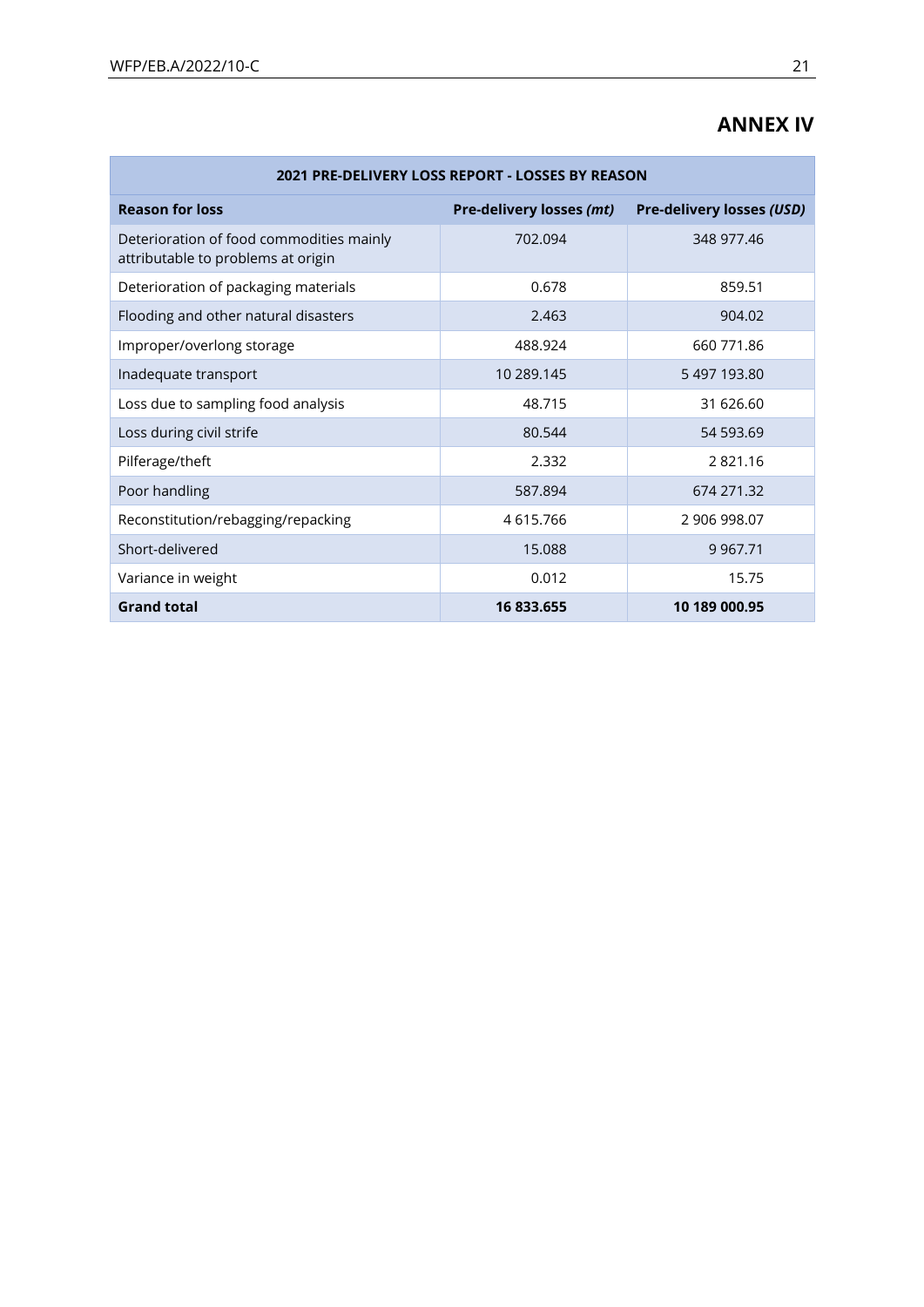# ANNEX IV

| 2021 PRE-DELIVERY LOSS REPORT - LOSSES BY REASON | | |
|---|---|---|
| **Reason for loss** | **Pre-delivery losses *(mt)*** | **Pre-delivery losses *(USD)*** |
| Deterioration of food commodities mainly attributable to problems at origin | 702.094 | 348 977.46 |
| Deterioration of packaging materials | 0.678 | 859.51 |
| Flooding and other natural disasters | 2.463 | 904.02 |
| Improper/overlong storage | 488.924 | 660 771.86 |
| Inadequate transport | 10 289.145 | 5 497 193.80 |
| Loss due to sampling food analysis | 48.715 | 31 626.60 |
| Loss during civil strife | 80.544 | 54 593.69 |
| Pilferage/theft | 2.332 | 2 821.16 |
| Poor handling | 587.894 | 674 271.32 |
| Reconstitution/rebagging/repacking | 4 615.766 | 2 906 998.07 |
| Short-delivered | 15.088 | 9 967.71 |
| Variance in weight | 0.012 | 15.75 |
| **Grand total** | **16 833.655** | **10 189 000.95** |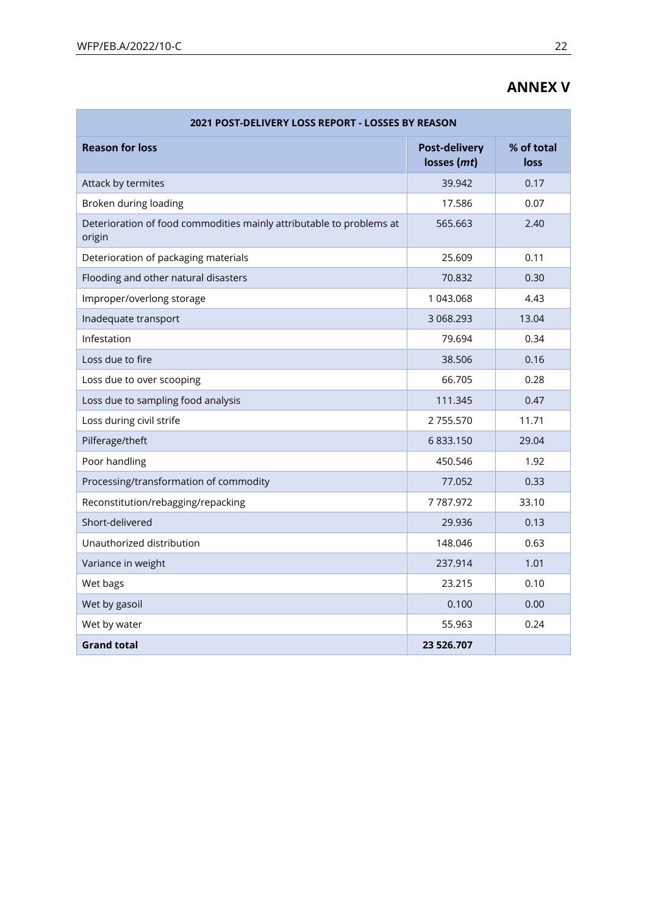## ANNEX V

| 2021 POST-DELIVERY LOSS REPORT - LOSSES BY REASON | | |
|---|---|---|
| **Reason for loss** | **Post-delivery losses (*mt*)** | **% of total loss** |
| Attack by termites | 39.942 | 0.17 |
| Broken during loading | 17.586 | 0.07 |
| Deterioration of food commodities mainly attributable to problems at origin | 565.663 | 2.40 |
| Deterioration of packaging materials | 25.609 | 0.11 |
| Flooding and other natural disasters | 70.832 | 0.30 |
| Improper/overlong storage | 1 043.068 | 4.43 |
| Inadequate transport | 3 068.293 | 13.04 |
| Infestation | 79.694 | 0.34 |
| Loss due to fire | 38.506 | 0.16 |
| Loss due to over scooping | 66.705 | 0.28 |
| Loss due to sampling food analysis | 111.345 | 0.47 |
| Loss during civil strife | 2 755.570 | 11.71 |
| Pilferage/theft | 6 833.150 | 29.04 |
| Poor handling | 450.546 | 1.92 |
| Processing/transformation of commodity | 77.052 | 0.33 |
| Reconstitution/rebagging/repacking | 7 787.972 | 33.10 |
| Short-delivered | 29.936 | 0.13 |
| Unauthorized distribution | 148.046 | 0.63 |
| Variance in weight | 237.914 | 1.01 |
| Wet bags | 23.215 | 0.10 |
| Wet by gasoil | 0.100 | 0.00 |
| Wet by water | 55.963 | 0.24 |
| **Grand total** | **23 526.707** | |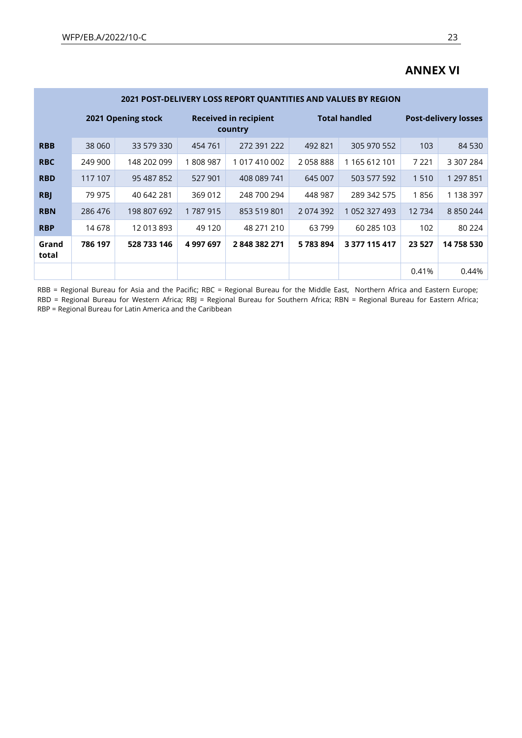## ANNEX VI

| 2021 POST-DELIVERY LOSS REPORT QUANTITIES AND VALUES BY REGION | | | | | | | | |
|---|---|---|---|---|---|---|---|---|
| | 2021 Opening stock | | Received in recipient country | | Total handled | | Post-delivery losses | |
| **RBB** | 38 060 | 33 579 330 | 454 761 | 272 391 222 | 492 821 | 305 970 552 | 103 | 84 530 |
| **RBC** | 249 900 | 148 202 099 | 1 808 987 | 1 017 410 002 | 2 058 888 | 1 165 612 101 | 7 221 | 3 307 284 |
| **RBD** | 117 107 | 95 487 852 | 527 901 | 408 089 741 | 645 007 | 503 577 592 | 1 510 | 1 297 851 |
| **RBJ** | 79 975 | 40 642 281 | 369 012 | 248 700 294 | 448 987 | 289 342 575 | 1 856 | 1 138 397 |
| **RBN** | 286 476 | 198 807 692 | 1 787 915 | 853 519 801 | 2 074 392 | 1 052 327 493 | 12 734 | 8 850 244 |
| **RBP** | 14 678 | 12 013 893 | 49 120 | 48 271 210 | 63 799 | 60 285 103 | 102 | 80 224 |
| **Grand total** | **786 197** | **528 733 146** | **4 997 697** | **2 848 382 271** | **5 783 894** | **3 377 115 417** | **23 527** | **14 758 530** |
| | | | | | | | 0.41% | 0.44% |

RBB = Regional Bureau for Asia and the Pacific; RBC = Regional Bureau for the Middle East, Northern Africa and Eastern Europe; RBD = Regional Bureau for Western Africa; RBJ = Regional Bureau for Southern Africa; RBN = Regional Bureau for Eastern Africa; RBP = Regional Bureau for Latin America and the Caribbean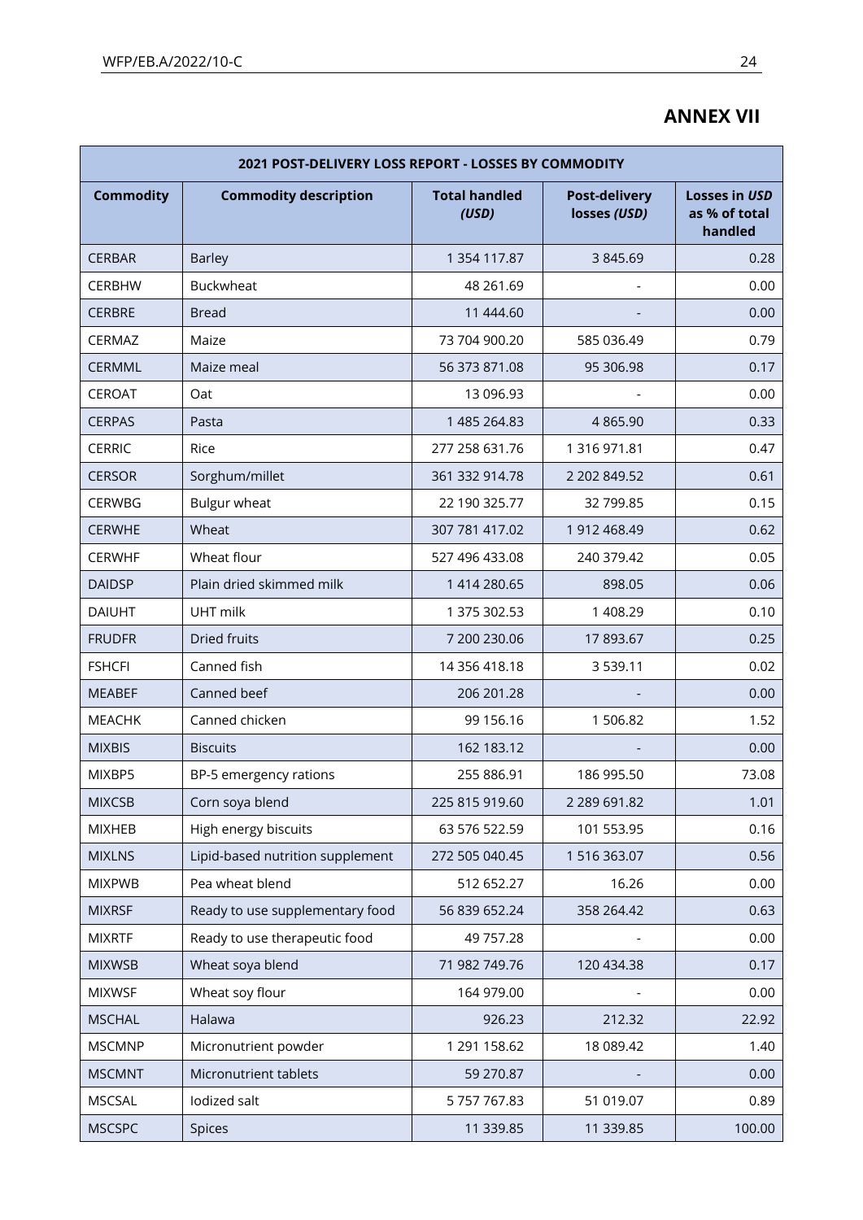# ANNEX VII

| 2021 POST-DELIVERY LOSS REPORT - LOSSES BY COMMODITY | | | | |
|---|---|---|---|---|
| **Commodity** | **Commodity description** | **Total handled *(USD)*** | **Post-delivery losses *(USD)*** | **Losses in *USD* as % of total handled** |
| CERBAR | Barley | 1 354 117.87 | 3 845.69 | 0.28 |
| CERBHW | Buckwheat | 48 261.69 | - | 0.00 |
| CERBRE | Bread | 11 444.60 | - | 0.00 |
| CERMAZ | Maize | 73 704 900.20 | 585 036.49 | 0.79 |
| CERMML | Maize meal | 56 373 871.08 | 95 306.98 | 0.17 |
| CEROAT | Oat | 13 096.93 | - | 0.00 |
| CERPAS | Pasta | 1 485 264.83 | 4 865.90 | 0.33 |
| CERRIC | Rice | 277 258 631.76 | 1 316 971.81 | 0.47 |
| CERSOR | Sorghum/millet | 361 332 914.78 | 2 202 849.52 | 0.61 |
| CERWBG | Bulgur wheat | 22 190 325.77 | 32 799.85 | 0.15 |
| CERWHE | Wheat | 307 781 417.02 | 1 912 468.49 | 0.62 |
| CERWHF | Wheat flour | 527 496 433.08 | 240 379.42 | 0.05 |
| DAIDSP | Plain dried skimmed milk | 1 414 280.65 | 898.05 | 0.06 |
| DAIUHT | UHT milk | 1 375 302.53 | 1 408.29 | 0.10 |
| FRUDFR | Dried fruits | 7 200 230.06 | 17 893.67 | 0.25 |
| FSHCFI | Canned fish | 14 356 418.18 | 3 539.11 | 0.02 |
| MEABEF | Canned beef | 206 201.28 | - | 0.00 |
| MEACHK | Canned chicken | 99 156.16 | 1 506.82 | 1.52 |
| MIXBIS | Biscuits | 162 183.12 | - | 0.00 |
| MIXBP5 | BP-5 emergency rations | 255 886.91 | 186 995.50 | 73.08 |
| MIXCSB | Corn soya blend | 225 815 919.60 | 2 289 691.82 | 1.01 |
| MIXHEB | High energy biscuits | 63 576 522.59 | 101 553.95 | 0.16 |
| MIXLNS | Lipid-based nutrition supplement | 272 505 040.45 | 1 516 363.07 | 0.56 |
| MIXPWB | Pea wheat blend | 512 652.27 | 16.26 | 0.00 |
| MIXRSF | Ready to use supplementary food | 56 839 652.24 | 358 264.42 | 0.63 |
| MIXRTF | Ready to use therapeutic food | 49 757.28 | - | 0.00 |
| MIXWSB | Wheat soya blend | 71 982 749.76 | 120 434.38 | 0.17 |
| MIXWSF | Wheat soy flour | 164 979.00 | - | 0.00 |
| MSCHAL | Halawa | 926.23 | 212.32 | 22.92 |
| MSCMNP | Micronutrient powder | 1 291 158.62 | 18 089.42 | 1.40 |
| MSCMNT | Micronutrient tablets | 59 270.87 | - | 0.00 |
| MSCSAL | Iodized salt | 5 757 767.83 | 51 019.07 | 0.89 |
| MSCSPC | Spices | 11 339.85 | 11 339.85 | 100.00 |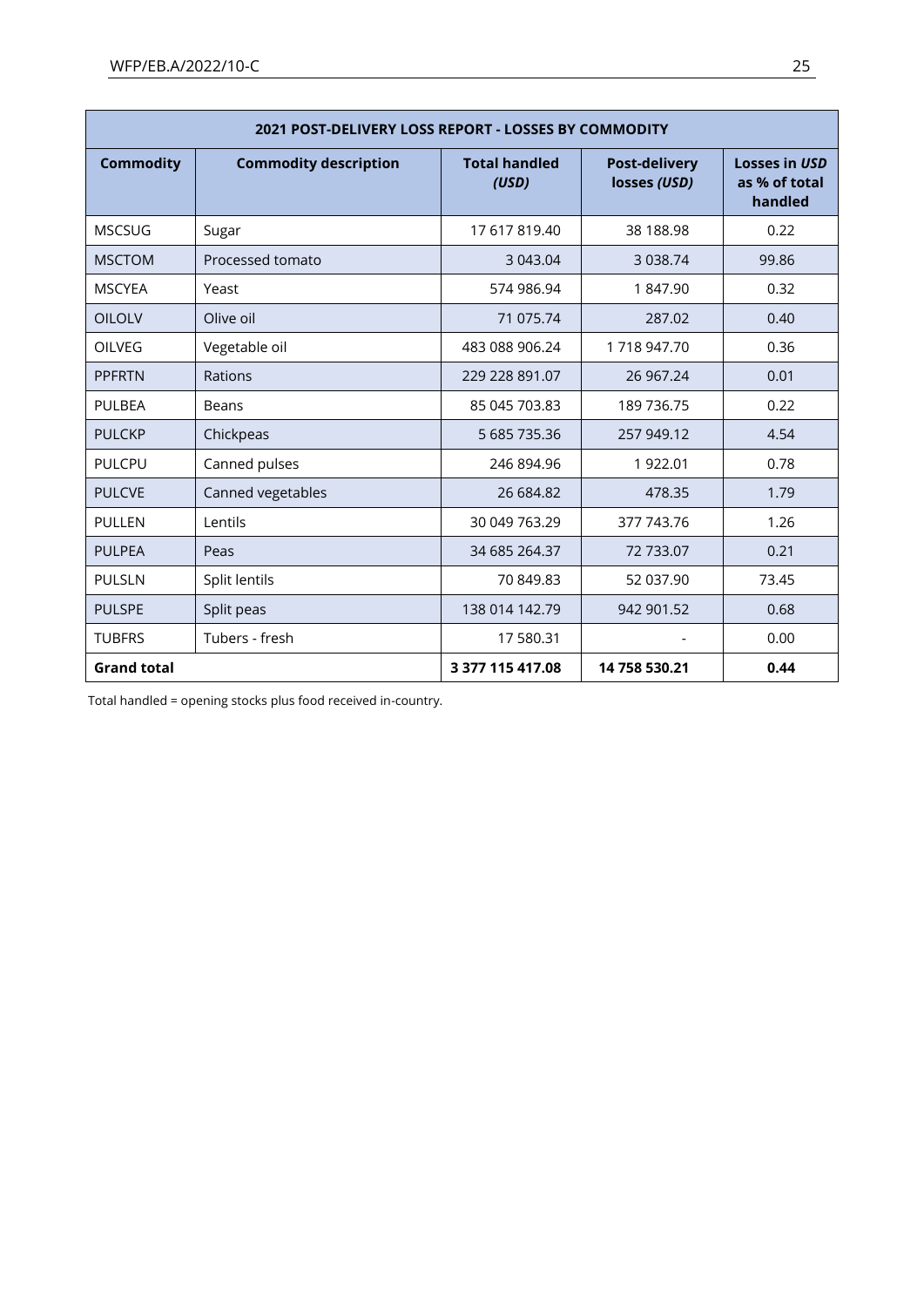| 2021 POST-DELIVERY LOSS REPORT - LOSSES BY COMMODITY | | | | |
|---|---|---|---|---|
| **Commodity** | **Commodity description** | **Total handled *(USD)*** | **Post-delivery losses *(USD)*** | **Losses in *USD* as % of total handled** |
| MSCSUG | Sugar | 17 617 819.40 | 38 188.98 | 0.22 |
| MSCTOM | Processed tomato | 3 043.04 | 3 038.74 | 99.86 |
| MSCYEA | Yeast | 574 986.94 | 1 847.90 | 0.32 |
| OILOLV | Olive oil | 71 075.74 | 287.02 | 0.40 |
| OILVEG | Vegetable oil | 483 088 906.24 | 1 718 947.70 | 0.36 |
| PPFRTN | Rations | 229 228 891.07 | 26 967.24 | 0.01 |
| PULBEA | Beans | 85 045 703.83 | 189 736.75 | 0.22 |
| PULCKP | Chickpeas | 5 685 735.36 | 257 949.12 | 4.54 |
| PULCPU | Canned pulses | 246 894.96 | 1 922.01 | 0.78 |
| PULCVE | Canned vegetables | 26 684.82 | 478.35 | 1.79 |
| PULLEN | Lentils | 30 049 763.29 | 377 743.76 | 1.26 |
| PULPEA | Peas | 34 685 264.37 | 72 733.07 | 0.21 |
| PULSLN | Split lentils | 70 849.83 | 52 037.90 | 73.45 |
| PULSPE | Split peas | 138 014 142.79 | 942 901.52 | 0.68 |
| TUBFRS | Tubers - fresh | 17 580.31 | - | 0.00 |
| **Grand total** | | **3 377 115 417.08** | **14 758 530.21** | **0.44** |

Total handled = opening stocks plus food received in-country.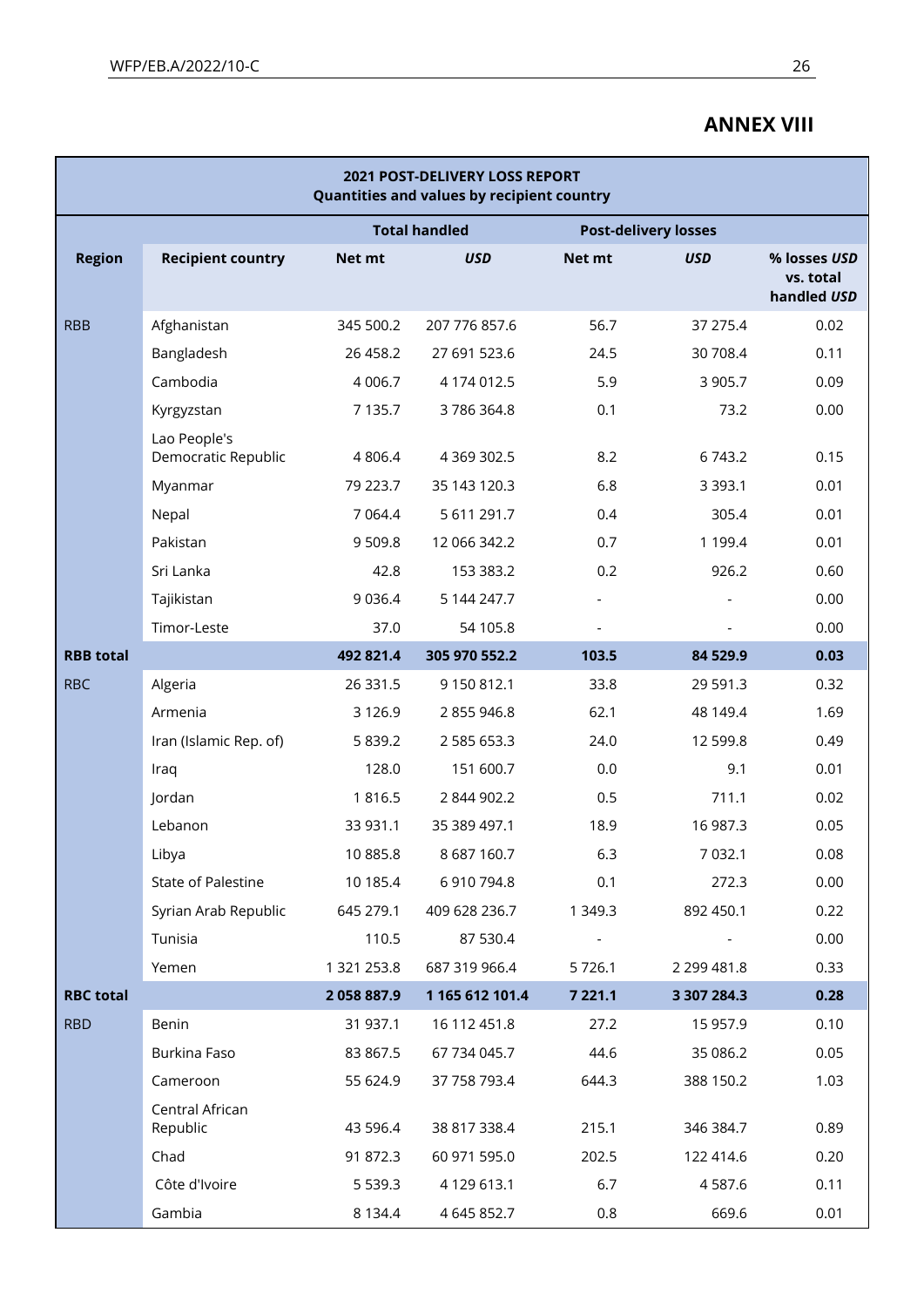## ANNEX VIII

| 2021 POST-DELIVERY LOSS REPORT<br>Quantities and values by recipient country | | | | | | |
|---|---|---|---|---|---|---|
| | | Total handled | | Post-delivery losses | | |
| **Region** | **Recipient country** | **Net mt** | ***USD*** | **Net mt** | ***USD*** | **% losses *USD* vs. total handled *USD*** |
| RBB | Afghanistan | 345 500.2 | 207 776 857.6 | 56.7 | 37 275.4 | 0.02 |
| | Bangladesh | 26 458.2 | 27 691 523.6 | 24.5 | 30 708.4 | 0.11 |
| | Cambodia | 4 006.7 | 4 174 012.5 | 5.9 | 3 905.7 | 0.09 |
| | Kyrgyzstan | 7 135.7 | 3 786 364.8 | 0.1 | 73.2 | 0.00 |
| | Lao People's Democratic Republic | 4 806.4 | 4 369 302.5 | 8.2 | 6 743.2 | 0.15 |
| | Myanmar | 79 223.7 | 35 143 120.3 | 6.8 | 3 393.1 | 0.01 |
| | Nepal | 7 064.4 | 5 611 291.7 | 0.4 | 305.4 | 0.01 |
| | Pakistan | 9 509.8 | 12 066 342.2 | 0.7 | 1 199.4 | 0.01 |
| | Sri Lanka | 42.8 | 153 383.2 | 0.2 | 926.2 | 0.60 |
| | Tajikistan | 9 036.4 | 5 144 247.7 | - | - | 0.00 |
| | Timor-Leste | 37.0 | 54 105.8 | - | - | 0.00 |
| **RBB total** | | **492 821.4** | **305 970 552.2** | **103.5** | **84 529.9** | **0.03** |
| RBC | Algeria | 26 331.5 | 9 150 812.1 | 33.8 | 29 591.3 | 0.32 |
| | Armenia | 3 126.9 | 2 855 946.8 | 62.1 | 48 149.4 | 1.69 |
| | Iran (Islamic Rep. of) | 5 839.2 | 2 585 653.3 | 24.0 | 12 599.8 | 0.49 |
| | Iraq | 128.0 | 151 600.7 | 0.0 | 9.1 | 0.01 |
| | Jordan | 1 816.5 | 2 844 902.2 | 0.5 | 711.1 | 0.02 |
| | Lebanon | 33 931.1 | 35 389 497.1 | 18.9 | 16 987.3 | 0.05 |
| | Libya | 10 885.8 | 8 687 160.7 | 6.3 | 7 032.1 | 0.08 |
| | State of Palestine | 10 185.4 | 6 910 794.8 | 0.1 | 272.3 | 0.00 |
| | Syrian Arab Republic | 645 279.1 | 409 628 236.7 | 1 349.3 | 892 450.1 | 0.22 |
| | Tunisia | 110.5 | 87 530.4 | - | - | 0.00 |
| | Yemen | 1 321 253.8 | 687 319 966.4 | 5 726.1 | 2 299 481.8 | 0.33 |
| **RBC total** | | **2 058 887.9** | **1 165 612 101.4** | **7 221.1** | **3 307 284.3** | **0.28** |
| RBD | Benin | 31 937.1 | 16 112 451.8 | 27.2 | 15 957.9 | 0.10 |
| | Burkina Faso | 83 867.5 | 67 734 045.7 | 44.6 | 35 086.2 | 0.05 |
| | Cameroon | 55 624.9 | 37 758 793.4 | 644.3 | 388 150.2 | 1.03 |
| | Central African Republic | 43 596.4 | 38 817 338.4 | 215.1 | 346 384.7 | 0.89 |
| | Chad | 91 872.3 | 60 971 595.0 | 202.5 | 122 414.6 | 0.20 |
| | Côte d'Ivoire | 5 539.3 | 4 129 613.1 | 6.7 | 4 587.6 | 0.11 |
| | Gambia | 8 134.4 | 4 645 852.7 | 0.8 | 669.6 | 0.01 |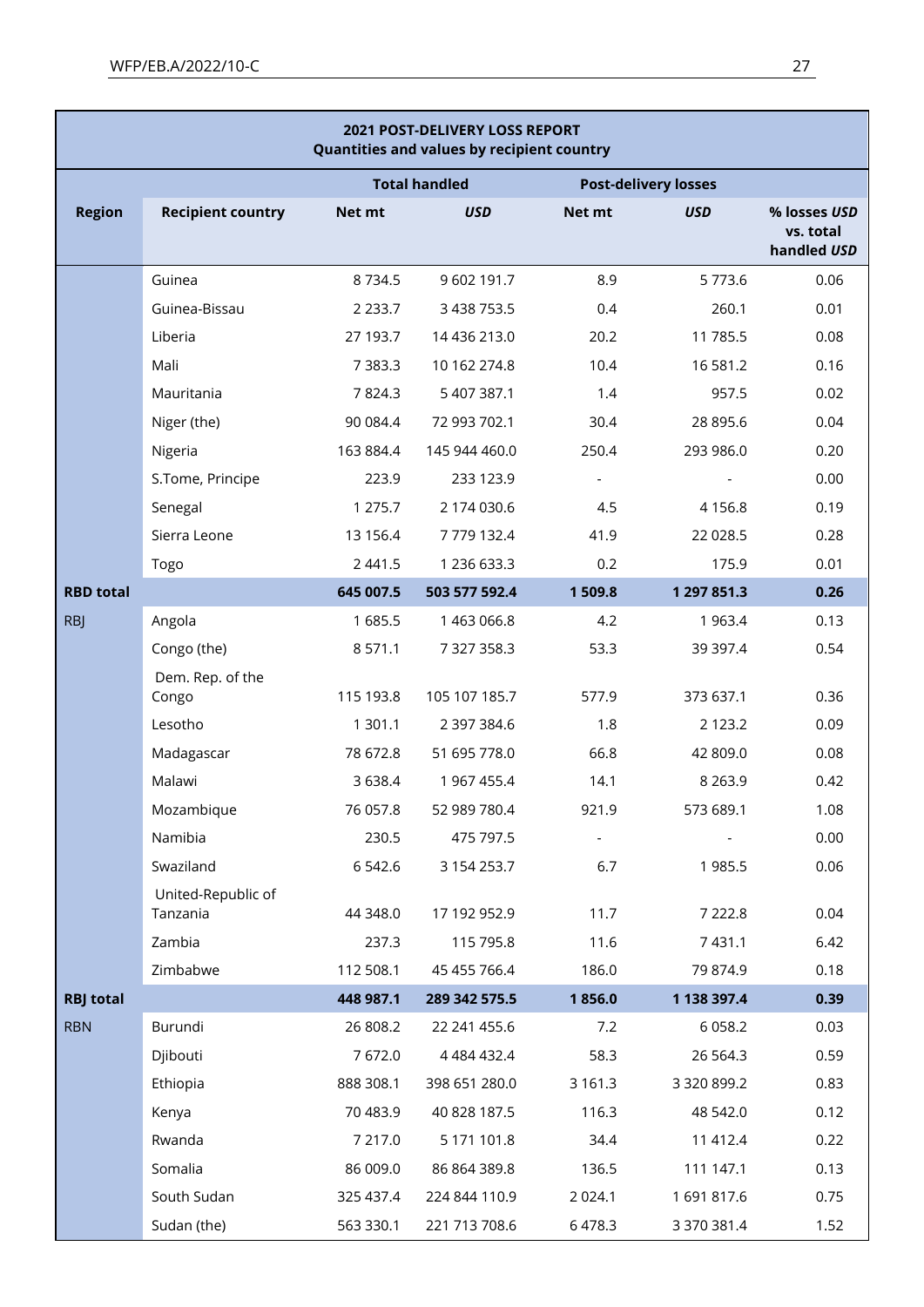| 2021 POST-DELIVERY LOSS REPORT<br>Quantities and values by recipient country | | | | | | |
|---|---|---|---|---|---|---|
| | | **Total handled** | | **Post-delivery losses** | | |
| **Region** | **Recipient country** | **Net mt** | ***USD*** | **Net mt** | ***USD*** | **% losses *USD* vs. total handled *USD*** |
| | Guinea | 8 734.5 | 9 602 191.7 | 8.9 | 5 773.6 | 0.06 |
| | Guinea-Bissau | 2 233.7 | 3 438 753.5 | 0.4 | 260.1 | 0.01 |
| | Liberia | 27 193.7 | 14 436 213.0 | 20.2 | 11 785.5 | 0.08 |
| | Mali | 7 383.3 | 10 162 274.8 | 10.4 | 16 581.2 | 0.16 |
| | Mauritania | 7 824.3 | 5 407 387.1 | 1.4 | 957.5 | 0.02 |
| | Niger (the) | 90 084.4 | 72 993 702.1 | 30.4 | 28 895.6 | 0.04 |
| | Nigeria | 163 884.4 | 145 944 460.0 | 250.4 | 293 986.0 | 0.20 |
| | S.Tome, Principe | 223.9 | 233 123.9 | - | - | 0.00 |
| | Senegal | 1 275.7 | 2 174 030.6 | 4.5 | 4 156.8 | 0.19 |
| | Sierra Leone | 13 156.4 | 7 779 132.4 | 41.9 | 22 028.5 | 0.28 |
| | Togo | 2 441.5 | 1 236 633.3 | 0.2 | 175.9 | 0.01 |
| **RBD total** | | **645 007.5** | **503 577 592.4** | **1 509.8** | **1 297 851.3** | **0.26** |
| RBJ | Angola | 1 685.5 | 1 463 066.8 | 4.2 | 1 963.4 | 0.13 |
| | Congo (the) | 8 571.1 | 7 327 358.3 | 53.3 | 39 397.4 | 0.54 |
| | Dem. Rep. of the Congo | 115 193.8 | 105 107 185.7 | 577.9 | 373 637.1 | 0.36 |
| | Lesotho | 1 301.1 | 2 397 384.6 | 1.8 | 2 123.2 | 0.09 |
| | Madagascar | 78 672.8 | 51 695 778.0 | 66.8 | 42 809.0 | 0.08 |
| | Malawi | 3 638.4 | 1 967 455.4 | 14.1 | 8 263.9 | 0.42 |
| | Mozambique | 76 057.8 | 52 989 780.4 | 921.9 | 573 689.1 | 1.08 |
| | Namibia | 230.5 | 475 797.5 | - | - | 0.00 |
| | Swaziland | 6 542.6 | 3 154 253.7 | 6.7 | 1 985.5 | 0.06 |
| | United-Republic of Tanzania | 44 348.0 | 17 192 952.9 | 11.7 | 7 222.8 | 0.04 |
| | Zambia | 237.3 | 115 795.8 | 11.6 | 7 431.1 | 6.42 |
| | Zimbabwe | 112 508.1 | 45 455 766.4 | 186.0 | 79 874.9 | 0.18 |
| **RBJ total** | | **448 987.1** | **289 342 575.5** | **1 856.0** | **1 138 397.4** | **0.39** |
| RBN | Burundi | 26 808.2 | 22 241 455.6 | 7.2 | 6 058.2 | 0.03 |
| | Djibouti | 7 672.0 | 4 484 432.4 | 58.3 | 26 564.3 | 0.59 |
| | Ethiopia | 888 308.1 | 398 651 280.0 | 3 161.3 | 3 320 899.2 | 0.83 |
| | Kenya | 70 483.9 | 40 828 187.5 | 116.3 | 48 542.0 | 0.12 |
| | Rwanda | 7 217.0 | 5 171 101.8 | 34.4 | 11 412.4 | 0.22 |
| | Somalia | 86 009.0 | 86 864 389.8 | 136.5 | 111 147.1 | 0.13 |
| | South Sudan | 325 437.4 | 224 844 110.9 | 2 024.1 | 1 691 817.6 | 0.75 |
| | Sudan (the) | 563 330.1 | 221 713 708.6 | 6 478.3 | 3 370 381.4 | 1.52 |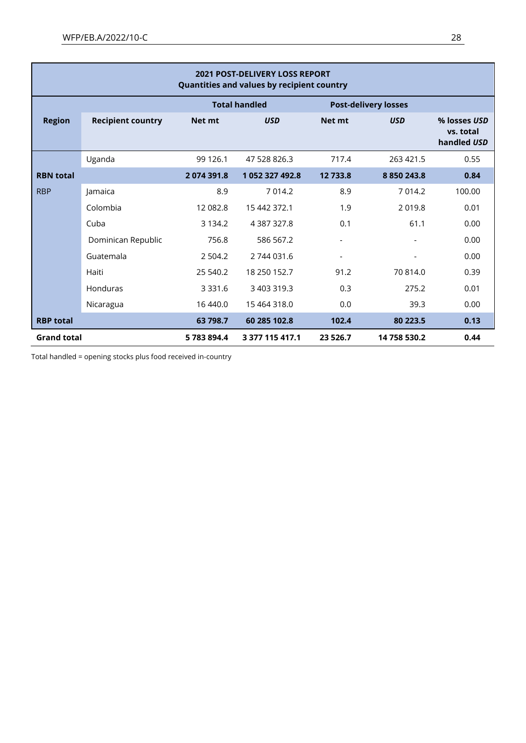| 2021 POST-DELIVERY LOSS REPORT<br>Quantities and values by recipient country | | | | | | |
|---|---|---|---|---|---|---|
| | | **Total handled** | | **Post-delivery losses** | | |
| **Region** | **Recipient country** | **Net mt** | ***USD*** | **Net mt** | ***USD*** | **% losses *USD* vs. total handled *USD*** |
| | Uganda | 99 126.1 | 47 528 826.3 | 717.4 | 263 421.5 | 0.55 |
| **RBN total** | | **2 074 391.8** | **1 052 327 492.8** | **12 733.8** | **8 850 243.8** | **0.84** |
| RBP | Jamaica | 8.9 | 7 014.2 | 8.9 | 7 014.2 | 100.00 |
| | Colombia | 12 082.8 | 15 442 372.1 | 1.9 | 2 019.8 | 0.01 |
| | Cuba | 3 134.2 | 4 387 327.8 | 0.1 | 61.1 | 0.00 |
| | Dominican Republic | 756.8 | 586 567.2 | - | - | 0.00 |
| | Guatemala | 2 504.2 | 2 744 031.6 | - | - | 0.00 |
| | Haiti | 25 540.2 | 18 250 152.7 | 91.2 | 70 814.0 | 0.39 |
| | Honduras | 3 331.6 | 3 403 319.3 | 0.3 | 275.2 | 0.01 |
| | Nicaragua | 16 440.0 | 15 464 318.0 | 0.0 | 39.3 | 0.00 |
| **RBP total** | | **63 798.7** | **60 285 102.8** | **102.4** | **80 223.5** | **0.13** |
| **Grand total** | | **5 783 894.4** | **3 377 115 417.1** | **23 526.7** | **14 758 530.2** | **0.44** |

Total handled = opening stocks plus food received in-country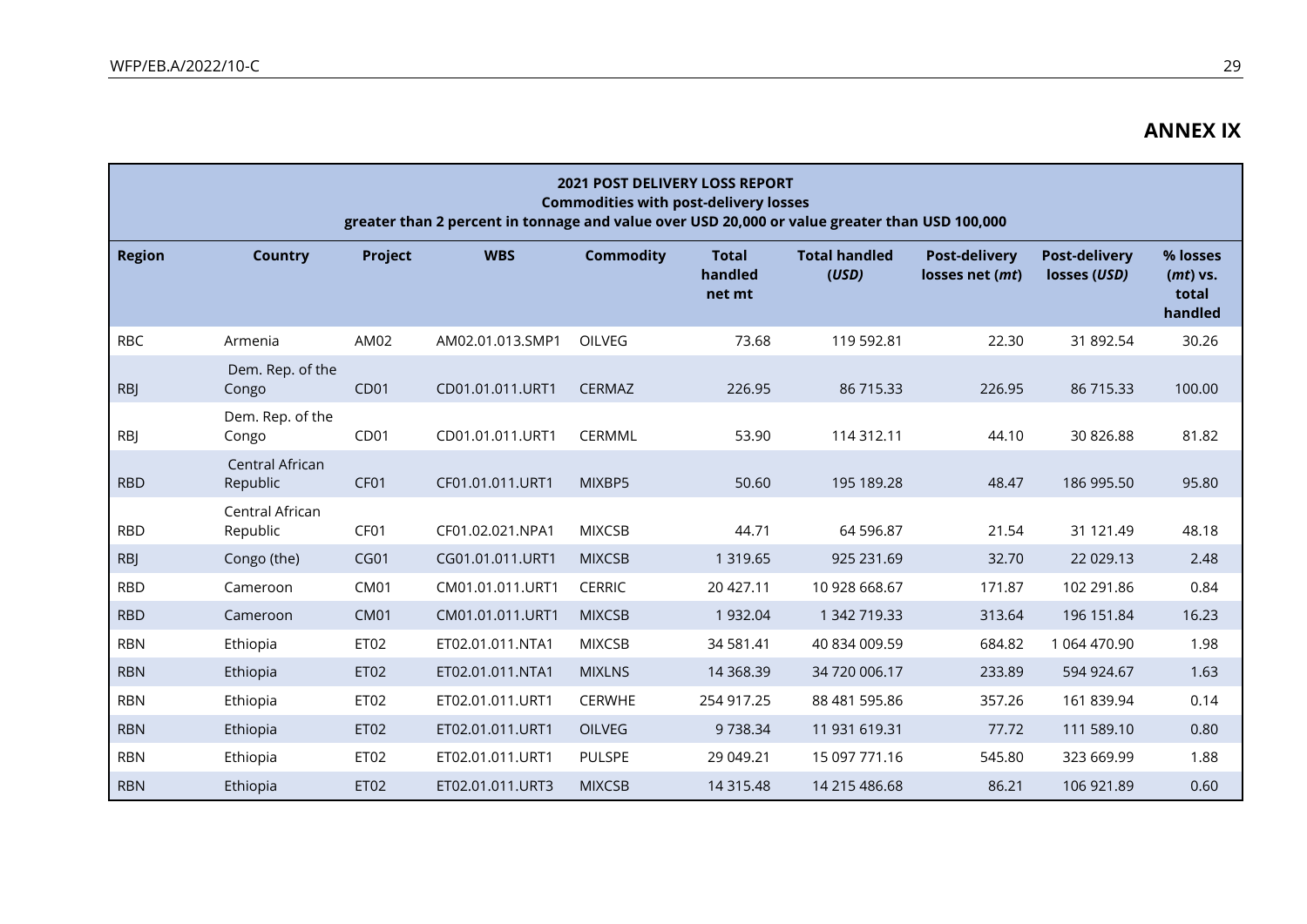## ANNEX IX

| 2021 POST DELIVERY LOSS REPORT<br>Commodities with post-delivery losses<br>greater than 2 percent in tonnage and value over USD 20,000 or value greater than USD 100,000 | | | | | | | | | |
|---|---|---|---|---|---|---|---|---|---|
| **Region** | **Country** | **Project** | **WBS** | **Commodity** | **Total handled net mt** | **Total handled (*USD*)** | **Post-delivery losses net (*mt*)** | **Post-delivery losses (*USD*)** | **% losses (*mt*) vs. total handled** |
| RBC | Armenia | AM02 | AM02.01.013.SMP1 | OILVEG | 73.68 | 119 592.81 | 22.30 | 31 892.54 | 30.26 |
| RBJ | Dem. Rep. of the Congo | CD01 | CD01.01.011.URT1 | CERMAZ | 226.95 | 86 715.33 | 226.95 | 86 715.33 | 100.00 |
| RBJ | Dem. Rep. of the Congo | CD01 | CD01.01.011.URT1 | CERMML | 53.90 | 114 312.11 | 44.10 | 30 826.88 | 81.82 |
| RBD | Central African Republic | CF01 | CF01.01.011.URT1 | MIXBP5 | 50.60 | 195 189.28 | 48.47 | 186 995.50 | 95.80 |
| RBD | Central African Republic | CF01 | CF01.02.021.NPA1 | MIXCSB | 44.71 | 64 596.87 | 21.54 | 31 121.49 | 48.18 |
| RBJ | Congo (the) | CG01 | CG01.01.011.URT1 | MIXCSB | 1 319.65 | 925 231.69 | 32.70 | 22 029.13 | 2.48 |
| RBD | Cameroon | CM01 | CM01.01.011.URT1 | CERRIC | 20 427.11 | 10 928 668.67 | 171.87 | 102 291.86 | 0.84 |
| RBD | Cameroon | CM01 | CM01.01.011.URT1 | MIXCSB | 1 932.04 | 1 342 719.33 | 313.64 | 196 151.84 | 16.23 |
| RBN | Ethiopia | ET02 | ET02.01.011.NTA1 | MIXCSB | 34 581.41 | 40 834 009.59 | 684.82 | 1 064 470.90 | 1.98 |
| RBN | Ethiopia | ET02 | ET02.01.011.NTA1 | MIXLNS | 14 368.39 | 34 720 006.17 | 233.89 | 594 924.67 | 1.63 |
| RBN | Ethiopia | ET02 | ET02.01.011.URT1 | CERWHE | 254 917.25 | 88 481 595.86 | 357.26 | 161 839.94 | 0.14 |
| RBN | Ethiopia | ET02 | ET02.01.011.URT1 | OILVEG | 9 738.34 | 11 931 619.31 | 77.72 | 111 589.10 | 0.80 |
| RBN | Ethiopia | ET02 | ET02.01.011.URT1 | PULSPE | 29 049.21 | 15 097 771.16 | 545.80 | 323 669.99 | 1.88 |
| RBN | Ethiopia | ET02 | ET02.01.011.URT3 | MIXCSB | 14 315.48 | 14 215 486.68 | 86.21 | 106 921.89 | 0.60 |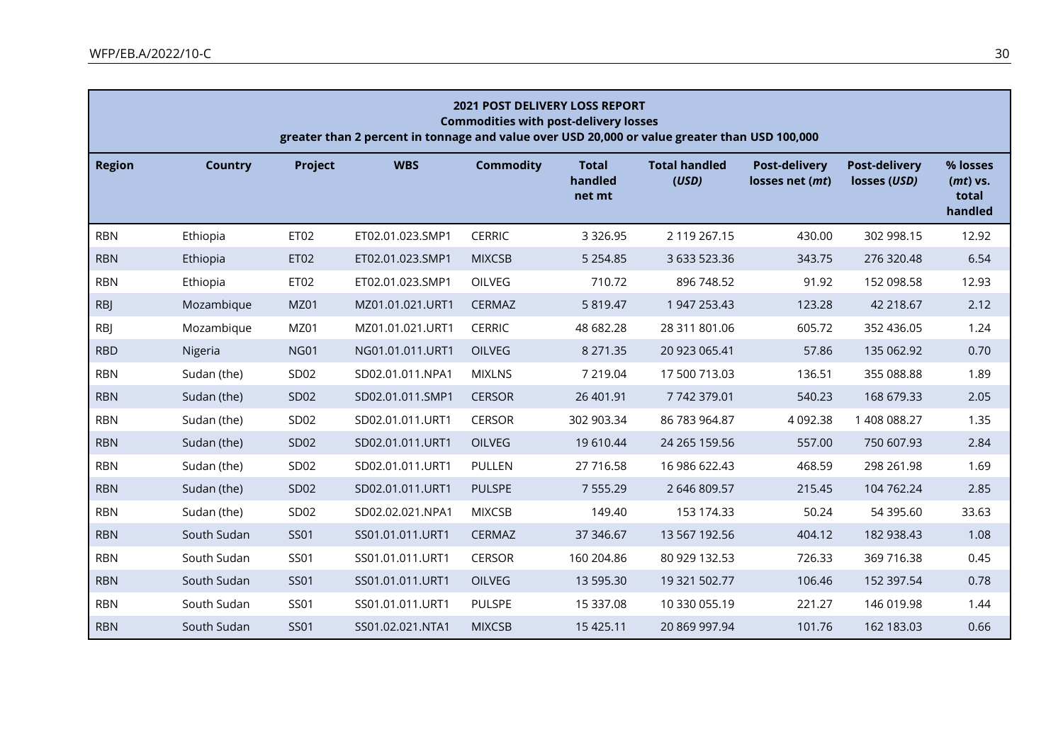**2021 POST DELIVERY LOSS REPORT**
**Commodities with post-delivery losses**
**greater than 2 percent in tonnage and value over USD 20,000 or value greater than USD 100,000**

| Region | Country | Project | WBS | Commodity | Total handled net mt | Total handled (*USD*) | Post-delivery losses net (*mt*) | Post-delivery losses (*USD*) | % losses (*mt*) vs. total handled |
|---|---|---|---|---|---|---|---|---|---|
| RBN | Ethiopia | ET02 | ET02.01.023.SMP1 | CERRIC | 3 326.95 | 2 119 267.15 | 430.00 | 302 998.15 | 12.92 |
| RBN | Ethiopia | ET02 | ET02.01.023.SMP1 | MIXCSB | 5 254.85 | 3 633 523.36 | 343.75 | 276 320.48 | 6.54 |
| RBN | Ethiopia | ET02 | ET02.01.023.SMP1 | OILVEG | 710.72 | 896 748.52 | 91.92 | 152 098.58 | 12.93 |
| RBJ | Mozambique | MZ01 | MZ01.01.021.URT1 | CERMAZ | 5 819.47 | 1 947 253.43 | 123.28 | 42 218.67 | 2.12 |
| RBJ | Mozambique | MZ01 | MZ01.01.021.URT1 | CERRIC | 48 682.28 | 28 311 801.06 | 605.72 | 352 436.05 | 1.24 |
| RBD | Nigeria | NG01 | NG01.01.011.URT1 | OILVEG | 8 271.35 | 20 923 065.41 | 57.86 | 135 062.92 | 0.70 |
| RBN | Sudan (the) | SD02 | SD02.01.011.NPA1 | MIXLNS | 7 219.04 | 17 500 713.03 | 136.51 | 355 088.88 | 1.89 |
| RBN | Sudan (the) | SD02 | SD02.01.011.SMP1 | CERSOR | 26 401.91 | 7 742 379.01 | 540.23 | 168 679.33 | 2.05 |
| RBN | Sudan (the) | SD02 | SD02.01.011.URT1 | CERSOR | 302 903.34 | 86 783 964.87 | 4 092.38 | 1 408 088.27 | 1.35 |
| RBN | Sudan (the) | SD02 | SD02.01.011.URT1 | OILVEG | 19 610.44 | 24 265 159.56 | 557.00 | 750 607.93 | 2.84 |
| RBN | Sudan (the) | SD02 | SD02.01.011.URT1 | PULLEN | 27 716.58 | 16 986 622.43 | 468.59 | 298 261.98 | 1.69 |
| RBN | Sudan (the) | SD02 | SD02.01.011.URT1 | PULSPE | 7 555.29 | 2 646 809.57 | 215.45 | 104 762.24 | 2.85 |
| RBN | Sudan (the) | SD02 | SD02.02.021.NPA1 | MIXCSB | 149.40 | 153 174.33 | 50.24 | 54 395.60 | 33.63 |
| RBN | South Sudan | SS01 | SS01.01.011.URT1 | CERMAZ | 37 346.67 | 13 567 192.56 | 404.12 | 182 938.43 | 1.08 |
| RBN | South Sudan | SS01 | SS01.01.011.URT1 | CERSOR | 160 204.86 | 80 929 132.53 | 726.33 | 369 716.38 | 0.45 |
| RBN | South Sudan | SS01 | SS01.01.011.URT1 | OILVEG | 13 595.30 | 19 321 502.77 | 106.46 | 152 397.54 | 0.78 |
| RBN | South Sudan | SS01 | SS01.01.011.URT1 | PULSPE | 15 337.08 | 10 330 055.19 | 221.27 | 146 019.98 | 1.44 |
| RBN | South Sudan | SS01 | SS01.02.021.NTA1 | MIXCSB | 15 425.11 | 20 869 997.94 | 101.76 | 162 183.03 | 0.66 |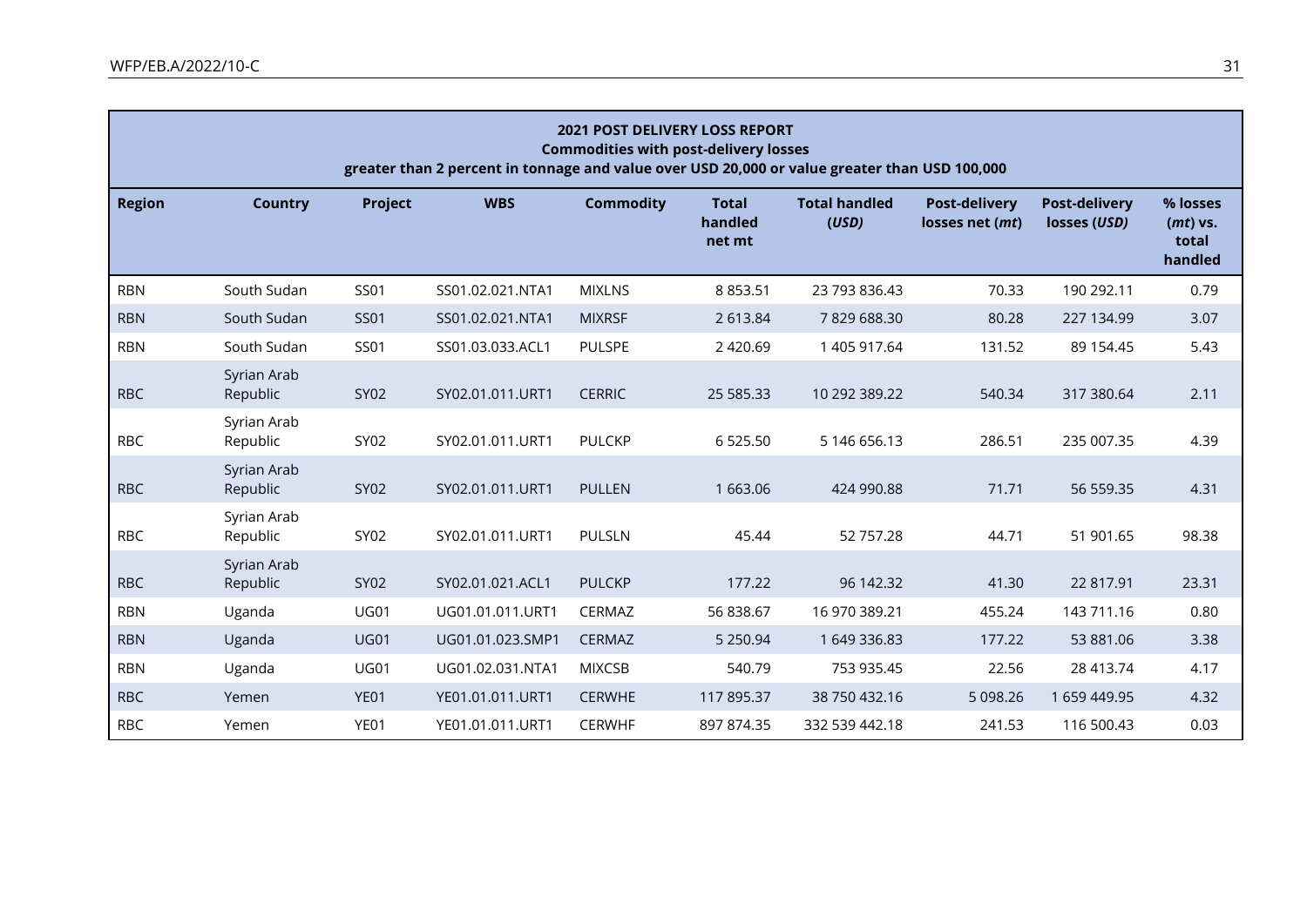| 2021 POST DELIVERY LOSS REPORT<br>Commodities with post-delivery losses<br>greater than 2 percent in tonnage and value over USD 20,000 or value greater than USD 100,000 | | | | | | | | | |
|---|---|---|---|---|---|---|---|---|---|
| **Region** | **Country** | **Project** | **WBS** | **Commodity** | **Total handled net mt** | **Total handled (*USD*)** | **Post-delivery losses net (*mt*)** | **Post-delivery losses (*USD*)** | **% losses (*mt*) vs. total handled** |
| RBN | South Sudan | SS01 | SS01.02.021.NTA1 | MIXLNS | 8 853.51 | 23 793 836.43 | 70.33 | 190 292.11 | 0.79 |
| RBN | South Sudan | SS01 | SS01.02.021.NTA1 | MIXRSF | 2 613.84 | 7 829 688.30 | 80.28 | 227 134.99 | 3.07 |
| RBN | South Sudan | SS01 | SS01.03.033.ACL1 | PULSPE | 2 420.69 | 1 405 917.64 | 131.52 | 89 154.45 | 5.43 |
| RBC | Syrian Arab Republic | SY02 | SY02.01.011.URT1 | CERRIC | 25 585.33 | 10 292 389.22 | 540.34 | 317 380.64 | 2.11 |
| RBC | Syrian Arab Republic | SY02 | SY02.01.011.URT1 | PULCKP | 6 525.50 | 5 146 656.13 | 286.51 | 235 007.35 | 4.39 |
| RBC | Syrian Arab Republic | SY02 | SY02.01.011.URT1 | PULLEN | 1 663.06 | 424 990.88 | 71.71 | 56 559.35 | 4.31 |
| RBC | Syrian Arab Republic | SY02 | SY02.01.011.URT1 | PULSLN | 45.44 | 52 757.28 | 44.71 | 51 901.65 | 98.38 |
| RBC | Syrian Arab Republic | SY02 | SY02.01.021.ACL1 | PULCKP | 177.22 | 96 142.32 | 41.30 | 22 817.91 | 23.31 |
| RBN | Uganda | UG01 | UG01.01.011.URT1 | CERMAZ | 56 838.67 | 16 970 389.21 | 455.24 | 143 711.16 | 0.80 |
| RBN | Uganda | UG01 | UG01.01.023.SMP1 | CERMAZ | 5 250.94 | 1 649 336.83 | 177.22 | 53 881.06 | 3.38 |
| RBN | Uganda | UG01 | UG01.02.031.NTA1 | MIXCSB | 540.79 | 753 935.45 | 22.56 | 28 413.74 | 4.17 |
| RBC | Yemen | YE01 | YE01.01.011.URT1 | CERWHE | 117 895.37 | 38 750 432.16 | 5 098.26 | 1 659 449.95 | 4.32 |
| RBC | Yemen | YE01 | YE01.01.011.URT1 | CERWHF | 897 874.35 | 332 539 442.18 | 241.53 | 116 500.43 | 0.03 |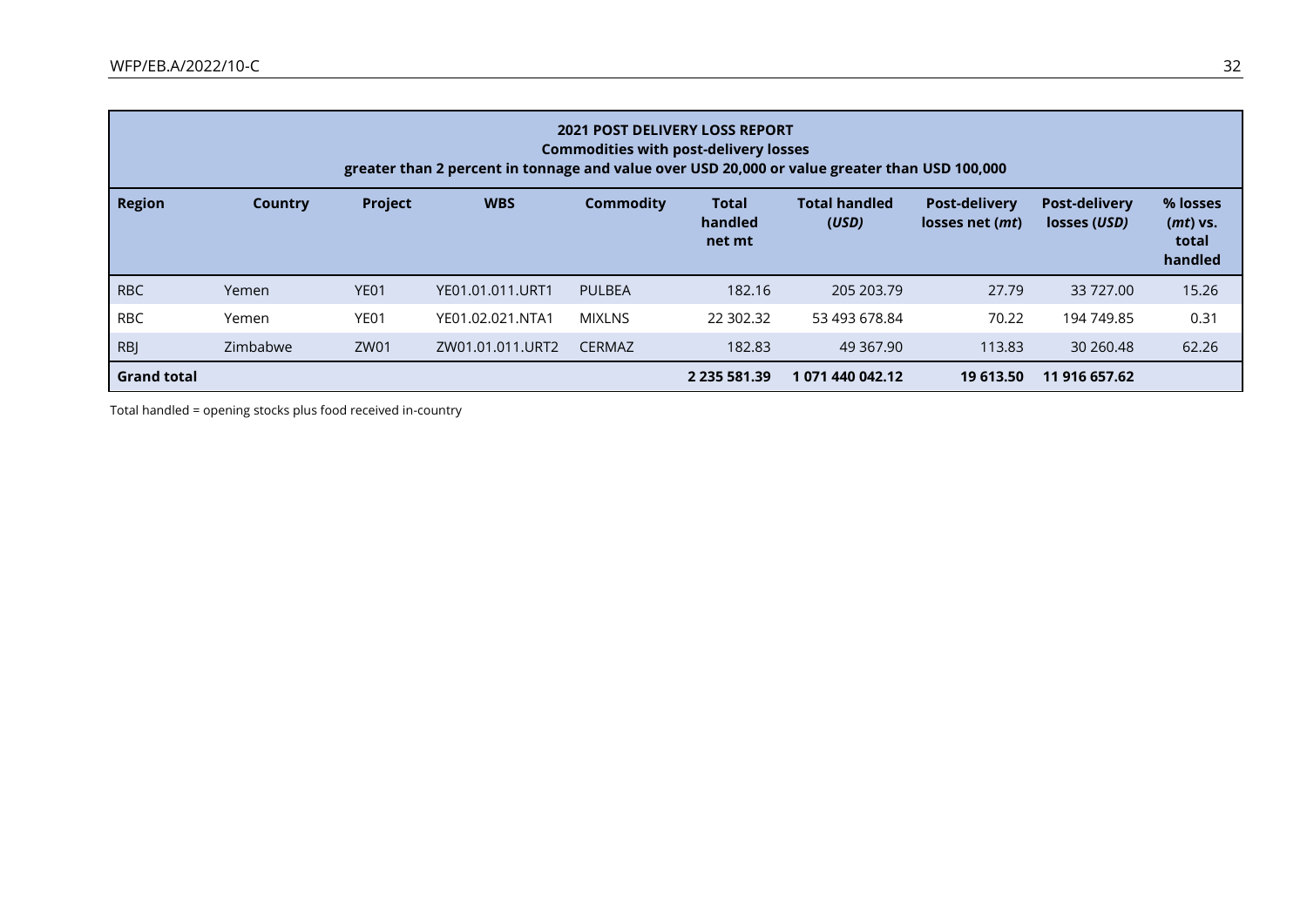| 2021 POST DELIVERY LOSS REPORT<br>Commodities with post-delivery losses<br>greater than 2 percent in tonnage and value over USD 20,000 or value greater than USD 100,000 | | | | | | | | | |
|---|---|---|---|---|---|---|---|---|---|
| **Region** | **Country** | **Project** | **WBS** | **Commodity** | **Total handled net mt** | **Total handled (*USD*)** | **Post-delivery losses net (*mt*)** | **Post-delivery losses (*USD*)** | **% losses (*mt*) vs. total handled** |
| RBC | Yemen | YE01 | YE01.01.011.URT1 | PULBEA | 182.16 | 205 203.79 | 27.79 | 33 727.00 | 15.26 |
| RBC | Yemen | YE01 | YE01.02.021.NTA1 | MIXLNS | 22 302.32 | 53 493 678.84 | 70.22 | 194 749.85 | 0.31 |
| RBJ | Zimbabwe | ZW01 | ZW01.01.011.URT2 | CERMAZ | 182.83 | 49 367.90 | 113.83 | 30 260.48 | 62.26 |
| **Grand total** | | | | | **2 235 581.39** | **1 071 440 042.12** | **19 613.50** | **11 916 657.62** | |

Total handled = opening stocks plus food received in-country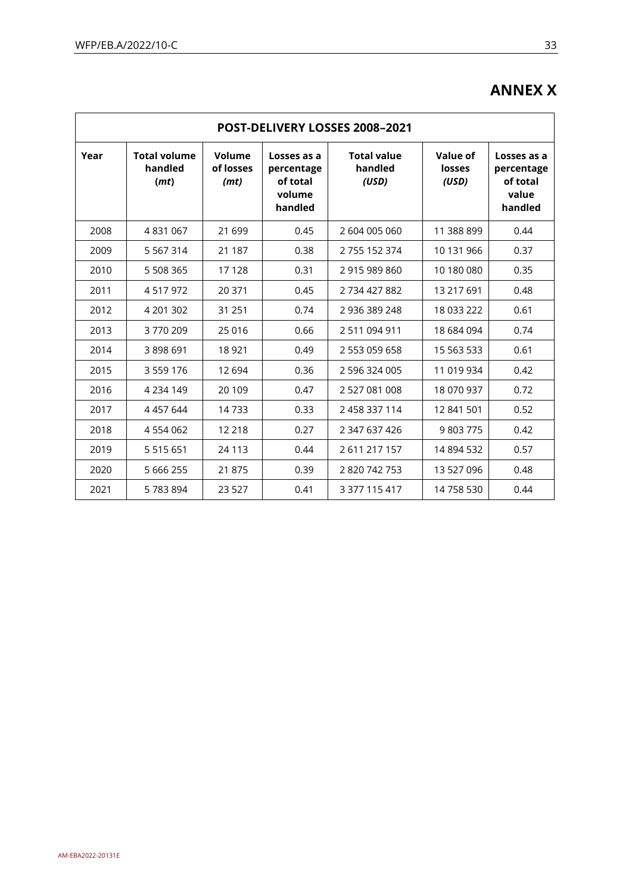# ANNEX X

| POST-DELIVERY LOSSES 2008–2021 | | | | | | |
|---|---|---|---|---|---|---|
| **Year** | **Total volume handled (*mt*)** | **Volume of losses (*mt)*** | **Losses as a percentage of total volume handled** | **Total value handled (*USD)*** | **Value of losses (*USD)*** | **Losses as a percentage of total value handled** |
| 2008 | 4 831 067 | 21 699 | 0.45 | 2 604 005 060 | 11 388 899 | 0.44 |
| 2009 | 5 567 314 | 21 187 | 0.38 | 2 755 152 374 | 10 131 966 | 0.37 |
| 2010 | 5 508 365 | 17 128 | 0.31 | 2 915 989 860 | 10 180 080 | 0.35 |
| 2011 | 4 517 972 | 20 371 | 0.45 | 2 734 427 882 | 13 217 691 | 0.48 |
| 2012 | 4 201 302 | 31 251 | 0.74 | 2 936 389 248 | 18 033 222 | 0.61 |
| 2013 | 3 770 209 | 25 016 | 0.66 | 2 511 094 911 | 18 684 094 | 0.74 |
| 2014 | 3 898 691 | 18 921 | 0.49 | 2 553 059 658 | 15 563 533 | 0.61 |
| 2015 | 3 559 176 | 12 694 | 0.36 | 2 596 324 005 | 11 019 934 | 0.42 |
| 2016 | 4 234 149 | 20 109 | 0.47 | 2 527 081 008 | 18 070 937 | 0.72 |
| 2017 | 4 457 644 | 14 733 | 0.33 | 2 458 337 114 | 12 841 501 | 0.52 |
| 2018 | 4 554 062 | 12 218 | 0.27 | 2 347 637 426 | 9 803 775 | 0.42 |
| 2019 | 5 515 651 | 24 113 | 0.44 | 2 611 217 157 | 14 894 532 | 0.57 |
| 2020 | 5 666 255 | 21 875 | 0.39 | 2 820 742 753 | 13 527 096 | 0.48 |
| 2021 | 5 783 894 | 23 527 | 0.41 | 3 377 115 417 | 14 758 530 | 0.44 |

AM-EBA2022-20131E